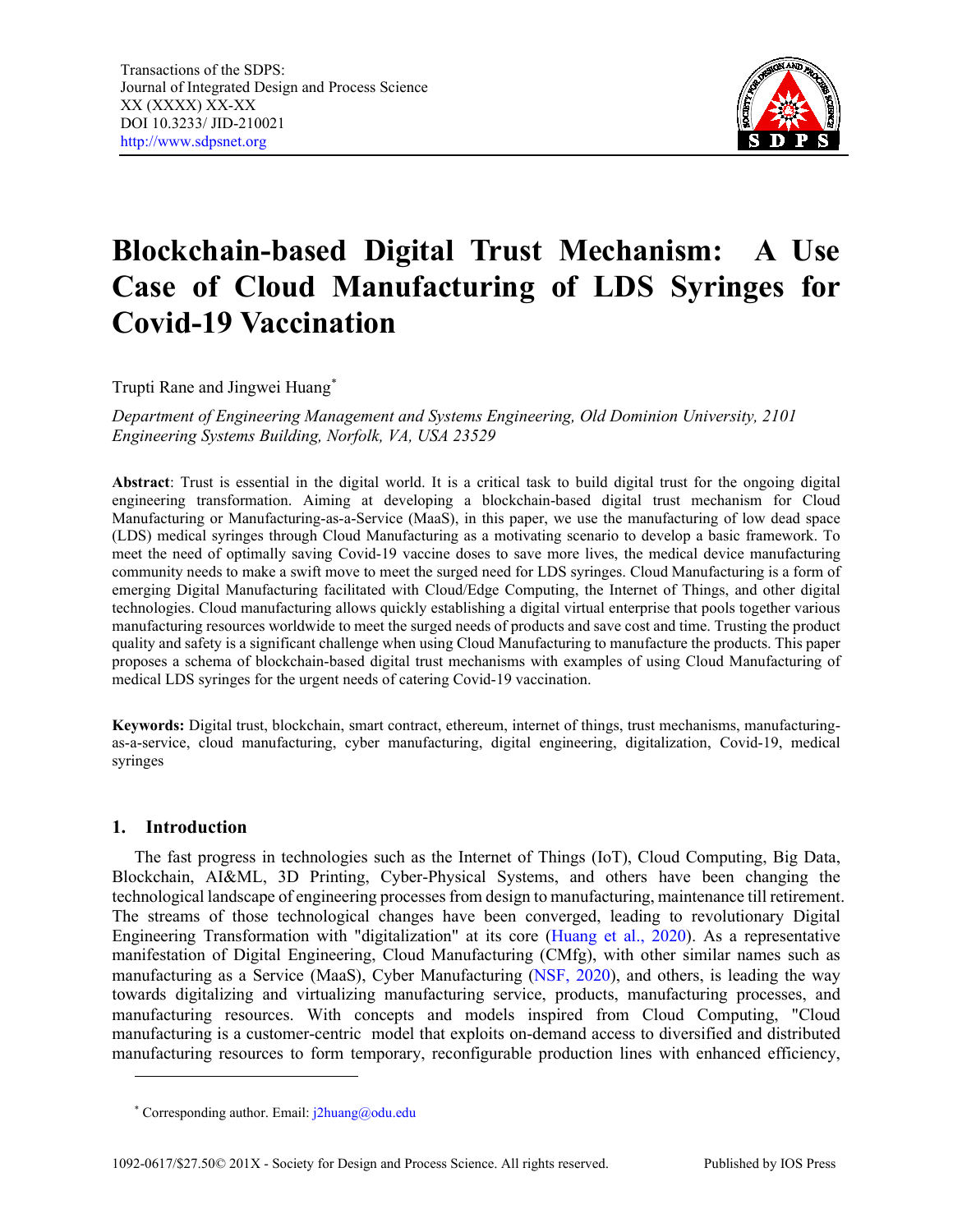# Blockchain-based Digital Trust Mechanism: A Use Case of Cloud Manufacturing of LDS Syringes for Covid-19 Vaccination

Trupti Rane and Jingwei Huang[*]

*Department of Engineering Management and Systems Engineering, Old Dominion University, 2101 Engineering Systems Building, Norfolk, VA, USA 23529*

**Abstract**: Trust is essential in the digital world. It is a critical task to build digital trust for the ongoing digital engineering transformation. Aiming at developing a blockchain-based digital trust mechanism for Cloud Manufacturing or Manufacturing-as-a-Service (MaaS), in this paper, we use the manufacturing of low dead space (LDS) medical syringes through Cloud Manufacturing as a motivating scenario to develop a basic framework. To meet the need of optimally saving Covid-19 vaccine doses to save more lives, the medical device manufacturing community needs to make a swift move to meet the surged need for LDS syringes. Cloud Manufacturing is a form of emerging Digital Manufacturing facilitated with Cloud/Edge Computing, the Internet of Things, and other digital technologies. Cloud manufacturing allows quickly establishing a digital virtual enterprise that pools together various manufacturing resources worldwide to meet the surged needs of products and save cost and time. Trusting the product quality and safety is a significant challenge when using Cloud Manufacturing to manufacture the products. This paper proposes a schema of blockchain-based digital trust mechanisms with examples of using Cloud Manufacturing of medical LDS syringes for the urgent needs of catering Covid-19 vaccination.

**Keywords:** Digital trust, blockchain, smart contract, ethereum, internet of things, trust mechanisms, manufacturing-as-a-service, cloud manufacturing, cyber manufacturing, digital engineering, digitalization, Covid-19, medical syringes

## 1. Introduction

The fast progress in technologies such as the Internet of Things (IoT), Cloud Computing, Big Data, Blockchain, AI&ML, 3D Printing, Cyber-Physical Systems, and others have been changing the technological landscape of engineering processes from design to manufacturing, maintenance till retirement. The streams of those technological changes have been converged, leading to revolutionary Digital Engineering Transformation with "digitalization" at its core (Huang et al., 2020). As a representative manifestation of Digital Engineering, Cloud Manufacturing (CMfg), with other similar names such as manufacturing as a Service (MaaS), Cyber Manufacturing (NSF, 2020), and others, is leading the way towards digitalizing and virtualizing manufacturing service, products, manufacturing processes, and manufacturing resources. With concepts and models inspired from Cloud Computing, "Cloud manufacturing is a customer-centric model that exploits on-demand access to diversified and distributed manufacturing resources to form temporary, reconfigurable production lines with enhanced efficiency,

[*] Corresponding author. Email: j2huang@odu.edu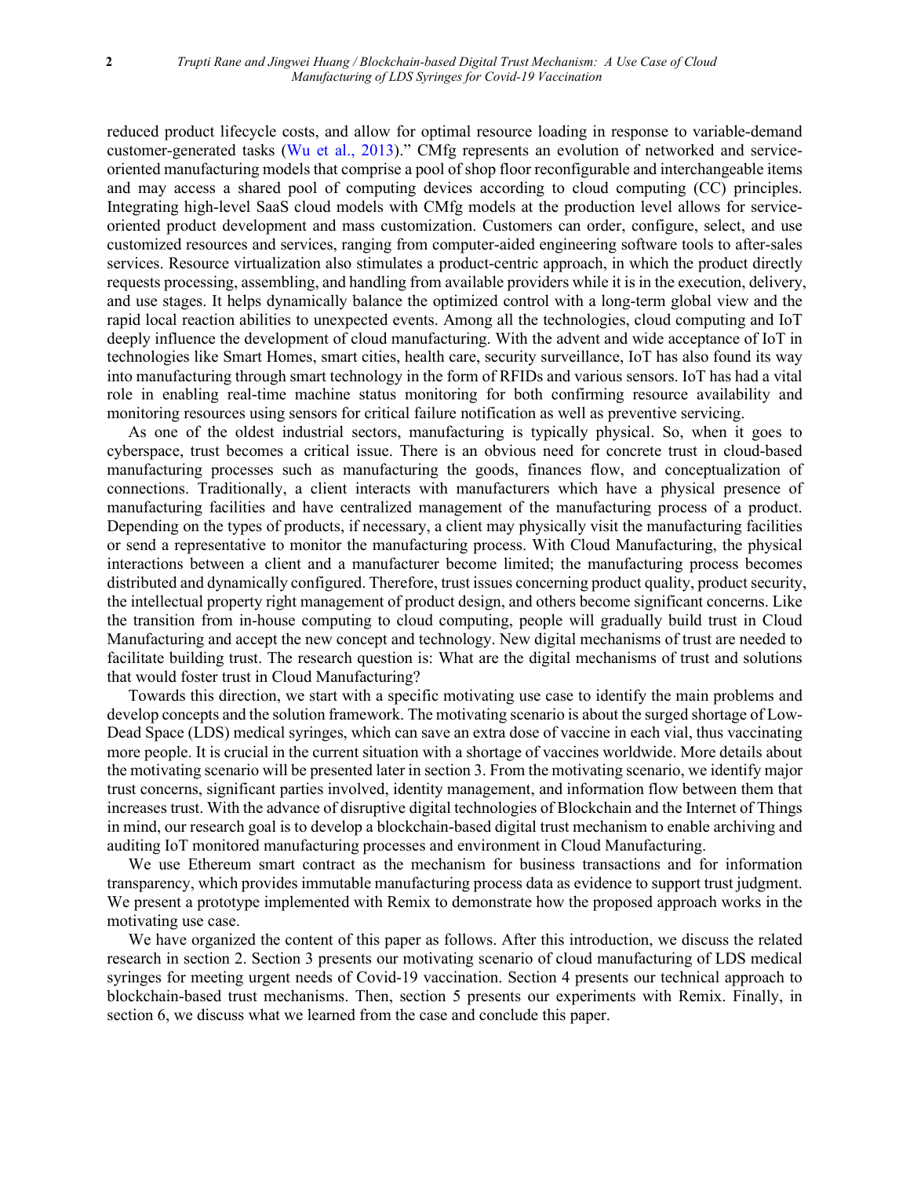reduced product lifecycle costs, and allow for optimal resource loading in response to variable-demand customer-generated tasks (Wu et al., 2013)." CMfg represents an evolution of networked and service-oriented manufacturing models that comprise a pool of shop floor reconfigurable and interchangeable items and may access a shared pool of computing devices according to cloud computing (CC) principles. Integrating high-level SaaS cloud models with CMfg models at the production level allows for service-oriented product development and mass customization. Customers can order, configure, select, and use customized resources and services, ranging from computer-aided engineering software tools to after-sales services. Resource virtualization also stimulates a product-centric approach, in which the product directly requests processing, assembling, and handling from available providers while it is in the execution, delivery, and use stages. It helps dynamically balance the optimized control with a long-term global view and the rapid local reaction abilities to unexpected events. Among all the technologies, cloud computing and IoT deeply influence the development of cloud manufacturing. With the advent and wide acceptance of IoT in technologies like Smart Homes, smart cities, health care, security surveillance, IoT has also found its way into manufacturing through smart technology in the form of RFIDs and various sensors. IoT has had a vital role in enabling real-time machine status monitoring for both confirming resource availability and monitoring resources using sensors for critical failure notification as well as preventive servicing.

As one of the oldest industrial sectors, manufacturing is typically physical. So, when it goes to cyberspace, trust becomes a critical issue. There is an obvious need for concrete trust in cloud-based manufacturing processes such as manufacturing the goods, finances flow, and conceptualization of connections. Traditionally, a client interacts with manufacturers which have a physical presence of manufacturing facilities and have centralized management of the manufacturing process of a product. Depending on the types of products, if necessary, a client may physically visit the manufacturing facilities or send a representative to monitor the manufacturing process. With Cloud Manufacturing, the physical interactions between a client and a manufacturer become limited; the manufacturing process becomes distributed and dynamically configured. Therefore, trust issues concerning product quality, product security, the intellectual property right management of product design, and others become significant concerns. Like the transition from in-house computing to cloud computing, people will gradually build trust in Cloud Manufacturing and accept the new concept and technology. New digital mechanisms of trust are needed to facilitate building trust. The research question is: What are the digital mechanisms of trust and solutions that would foster trust in Cloud Manufacturing?

Towards this direction, we start with a specific motivating use case to identify the main problems and develop concepts and the solution framework. The motivating scenario is about the surged shortage of Low-Dead Space (LDS) medical syringes, which can save an extra dose of vaccine in each vial, thus vaccinating more people. It is crucial in the current situation with a shortage of vaccines worldwide. More details about the motivating scenario will be presented later in section 3. From the motivating scenario, we identify major trust concerns, significant parties involved, identity management, and information flow between them that increases trust. With the advance of disruptive digital technologies of Blockchain and the Internet of Things in mind, our research goal is to develop a blockchain-based digital trust mechanism to enable archiving and auditing IoT monitored manufacturing processes and environment in Cloud Manufacturing.

We use Ethereum smart contract as the mechanism for business transactions and for information transparency, which provides immutable manufacturing process data as evidence to support trust judgment. We present a prototype implemented with Remix to demonstrate how the proposed approach works in the motivating use case.

We have organized the content of this paper as follows. After this introduction, we discuss the related research in section 2. Section 3 presents our motivating scenario of cloud manufacturing of LDS medical syringes for meeting urgent needs of Covid-19 vaccination. Section 4 presents our technical approach to blockchain-based trust mechanisms. Then, section 5 presents our experiments with Remix. Finally, in section 6, we discuss what we learned from the case and conclude this paper.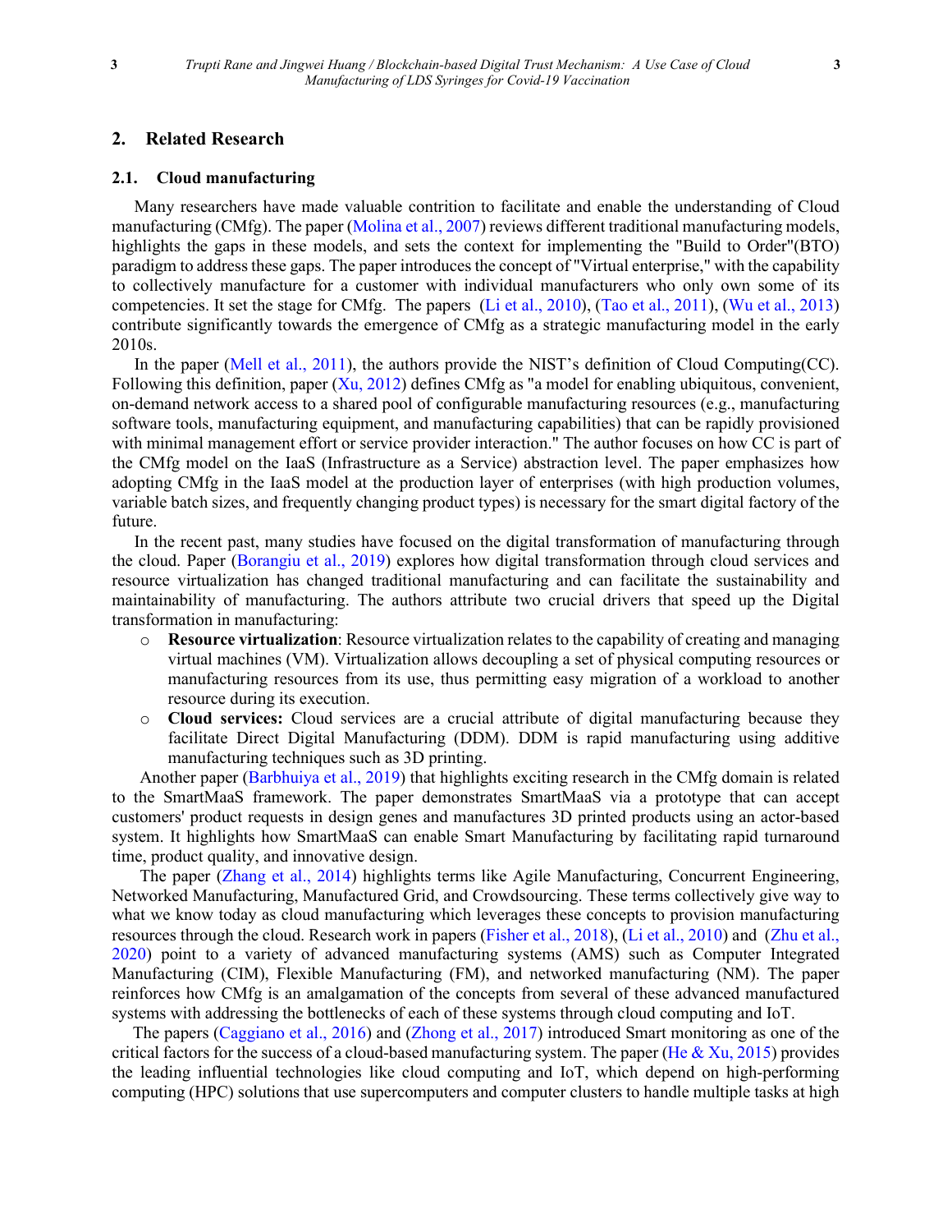## 2. Related Research

### 2.1. Cloud manufacturing

Many researchers have made valuable contrition to facilitate and enable the understanding of Cloud manufacturing (CMfg). The paper (Molina et al., 2007) reviews different traditional manufacturing models, highlights the gaps in these models, and sets the context for implementing the "Build to Order"(BTO) paradigm to address these gaps. The paper introduces the concept of "Virtual enterprise," with the capability to collectively manufacture for a customer with individual manufacturers who only own some of its competencies. It set the stage for CMfg. The papers (Li et al., 2010), (Tao et al., 2011), (Wu et al., 2013) contribute significantly towards the emergence of CMfg as a strategic manufacturing model in the early 2010s.

In the paper (Mell et al., 2011), the authors provide the NIST's definition of Cloud Computing(CC). Following this definition, paper (Xu, 2012) defines CMfg as "a model for enabling ubiquitous, convenient, on-demand network access to a shared pool of configurable manufacturing resources (e.g., manufacturing software tools, manufacturing equipment, and manufacturing capabilities) that can be rapidly provisioned with minimal management effort or service provider interaction." The author focuses on how CC is part of the CMfg model on the IaaS (Infrastructure as a Service) abstraction level. The paper emphasizes how adopting CMfg in the IaaS model at the production layer of enterprises (with high production volumes, variable batch sizes, and frequently changing product types) is necessary for the smart digital factory of the future.

In the recent past, many studies have focused on the digital transformation of manufacturing through the cloud. Paper (Borangiu et al., 2019) explores how digital transformation through cloud services and resource virtualization has changed traditional manufacturing and can facilitate the sustainability and maintainability of manufacturing. The authors attribute two crucial drivers that speed up the Digital transformation in manufacturing:

- **Resource virtualization**: Resource virtualization relates to the capability of creating and managing virtual machines (VM). Virtualization allows decoupling a set of physical computing resources or manufacturing resources from its use, thus permitting easy migration of a workload to another resource during its execution.
- **Cloud services:** Cloud services are a crucial attribute of digital manufacturing because they facilitate Direct Digital Manufacturing (DDM). DDM is rapid manufacturing using additive manufacturing techniques such as 3D printing.

Another paper (Barbhuiya et al., 2019) that highlights exciting research in the CMfg domain is related to the SmartMaaS framework. The paper demonstrates SmartMaaS via a prototype that can accept customers' product requests in design genes and manufactures 3D printed products using an actor-based system. It highlights how SmartMaaS can enable Smart Manufacturing by facilitating rapid turnaround time, product quality, and innovative design.

The paper (Zhang et al., 2014) highlights terms like Agile Manufacturing, Concurrent Engineering, Networked Manufacturing, Manufactured Grid, and Crowdsourcing. These terms collectively give way to what we know today as cloud manufacturing which leverages these concepts to provision manufacturing resources through the cloud. Research work in papers (Fisher et al., 2018), (Li et al., 2010) and (Zhu et al., 2020) point to a variety of advanced manufacturing systems (AMS) such as Computer Integrated Manufacturing (CIM), Flexible Manufacturing (FM), and networked manufacturing (NM). The paper reinforces how CMfg is an amalgamation of the concepts from several of these advanced manufactured systems with addressing the bottlenecks of each of these systems through cloud computing and IoT.

The papers (Caggiano et al., 2016) and (Zhong et al., 2017) introduced Smart monitoring as one of the critical factors for the success of a cloud-based manufacturing system. The paper (He & Xu, 2015) provides the leading influential technologies like cloud computing and IoT, which depend on high-performing computing (HPC) solutions that use supercomputers and computer clusters to handle multiple tasks at high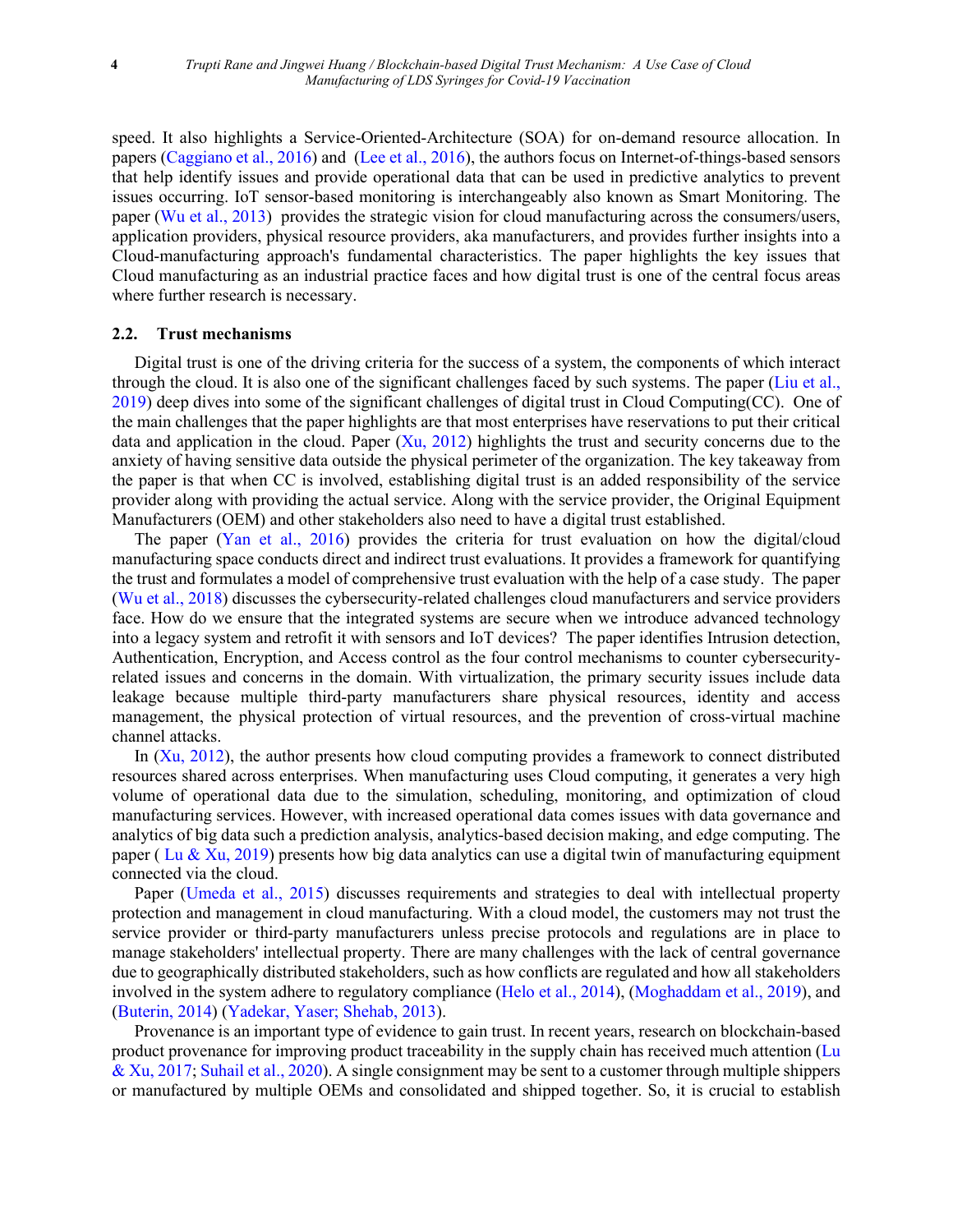speed. It also highlights a Service-Oriented-Architecture (SOA) for on-demand resource allocation. In papers (Caggiano et al., 2016) and (Lee et al., 2016), the authors focus on Internet-of-things-based sensors that help identify issues and provide operational data that can be used in predictive analytics to prevent issues occurring. IoT sensor-based monitoring is interchangeably also known as Smart Monitoring. The paper (Wu et al., 2013) provides the strategic vision for cloud manufacturing across the consumers/users, application providers, physical resource providers, aka manufacturers, and provides further insights into a Cloud-manufacturing approach's fundamental characteristics. The paper highlights the key issues that Cloud manufacturing as an industrial practice faces and how digital trust is one of the central focus areas where further research is necessary.

## 2.2. Trust mechanisms

Digital trust is one of the driving criteria for the success of a system, the components of which interact through the cloud. It is also one of the significant challenges faced by such systems. The paper (Liu et al., 2019) deep dives into some of the significant challenges of digital trust in Cloud Computing(CC). One of the main challenges that the paper highlights are that most enterprises have reservations to put their critical data and application in the cloud. Paper (Xu, 2012) highlights the trust and security concerns due to the anxiety of having sensitive data outside the physical perimeter of the organization. The key takeaway from the paper is that when CC is involved, establishing digital trust is an added responsibility of the service provider along with providing the actual service. Along with the service provider, the Original Equipment Manufacturers (OEM) and other stakeholders also need to have a digital trust established.

The paper (Yan et al., 2016) provides the criteria for trust evaluation on how the digital/cloud manufacturing space conducts direct and indirect trust evaluations. It provides a framework for quantifying the trust and formulates a model of comprehensive trust evaluation with the help of a case study. The paper (Wu et al., 2018) discusses the cybersecurity-related challenges cloud manufacturers and service providers face. How do we ensure that the integrated systems are secure when we introduce advanced technology into a legacy system and retrofit it with sensors and IoT devices? The paper identifies Intrusion detection, Authentication, Encryption, and Access control as the four control mechanisms to counter cybersecurity-related issues and concerns in the domain. With virtualization, the primary security issues include data leakage because multiple third-party manufacturers share physical resources, identity and access management, the physical protection of virtual resources, and the prevention of cross-virtual machine channel attacks.

In (Xu, 2012), the author presents how cloud computing provides a framework to connect distributed resources shared across enterprises. When manufacturing uses Cloud computing, it generates a very high volume of operational data due to the simulation, scheduling, monitoring, and optimization of cloud manufacturing services. However, with increased operational data comes issues with data governance and analytics of big data such a prediction analysis, analytics-based decision making, and edge computing. The paper ( Lu & Xu, 2019) presents how big data analytics can use a digital twin of manufacturing equipment connected via the cloud.

Paper (Umeda et al., 2015) discusses requirements and strategies to deal with intellectual property protection and management in cloud manufacturing. With a cloud model, the customers may not trust the service provider or third-party manufacturers unless precise protocols and regulations are in place to manage stakeholders' intellectual property. There are many challenges with the lack of central governance due to geographically distributed stakeholders, such as how conflicts are regulated and how all stakeholders involved in the system adhere to regulatory compliance (Helo et al., 2014), (Moghaddam et al., 2019), and (Buterin, 2014) (Yadekar, Yaser; Shehab, 2013).

Provenance is an important type of evidence to gain trust. In recent years, research on blockchain-based product provenance for improving product traceability in the supply chain has received much attention (Lu & Xu, 2017; Suhail et al., 2020). A single consignment may be sent to a customer through multiple shippers or manufactured by multiple OEMs and consolidated and shipped together. So, it is crucial to establish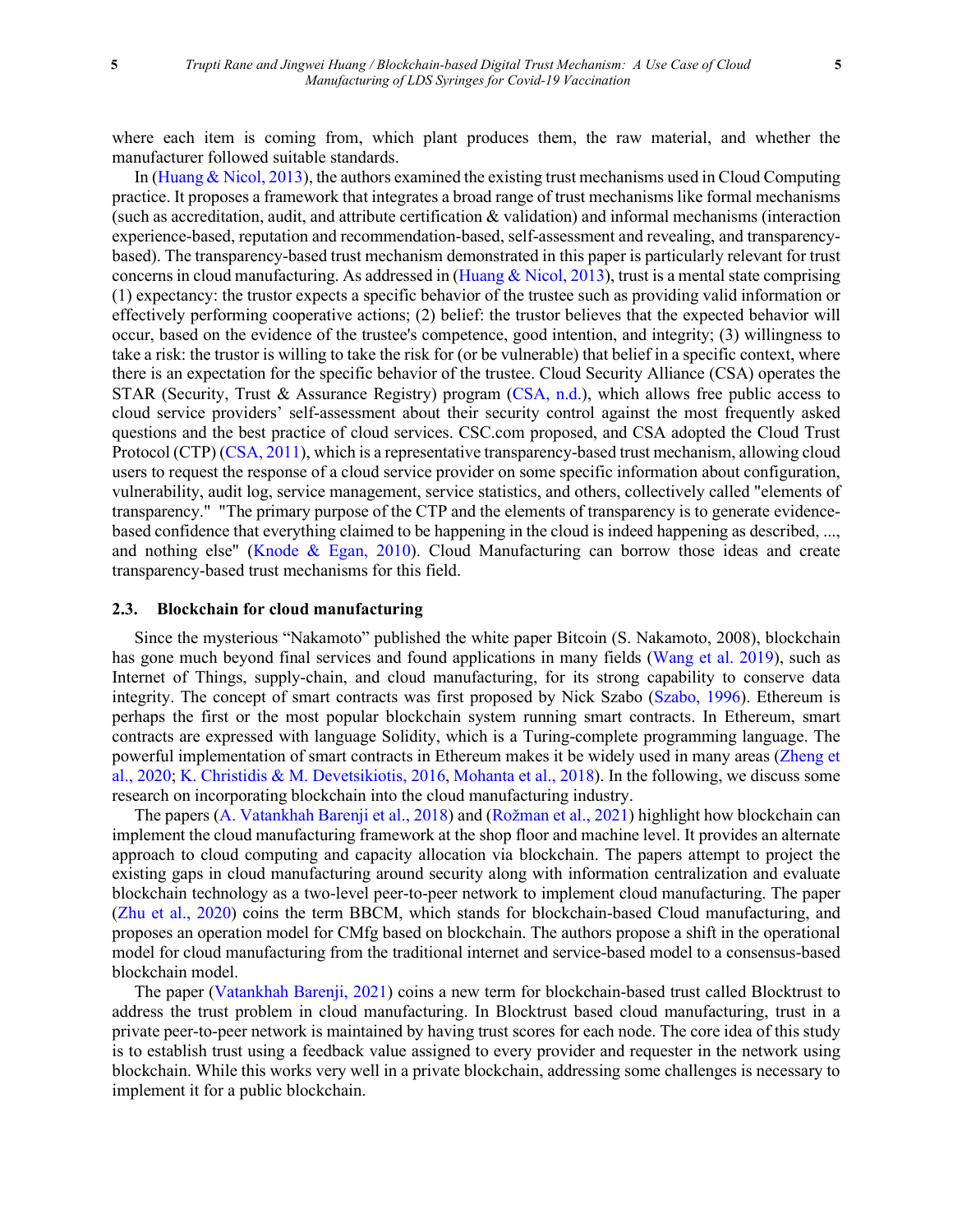where each item is coming from, which plant produces them, the raw material, and whether the manufacturer followed suitable standards.

In (Huang & Nicol, 2013), the authors examined the existing trust mechanisms used in Cloud Computing practice. It proposes a framework that integrates a broad range of trust mechanisms like formal mechanisms (such as accreditation, audit, and attribute certification & validation) and informal mechanisms (interaction experience-based, reputation and recommendation-based, self-assessment and revealing, and transparency-based). The transparency-based trust mechanism demonstrated in this paper is particularly relevant for trust concerns in cloud manufacturing. As addressed in (Huang & Nicol, 2013), trust is a mental state comprising (1) expectancy: the trustor expects a specific behavior of the trustee such as providing valid information or effectively performing cooperative actions; (2) belief: the trustor believes that the expected behavior will occur, based on the evidence of the trustee's competence, good intention, and integrity; (3) willingness to take a risk: the trustor is willing to take the risk for (or be vulnerable) that belief in a specific context, where there is an expectation for the specific behavior of the trustee. Cloud Security Alliance (CSA) operates the STAR (Security, Trust & Assurance Registry) program (CSA, n.d.), which allows free public access to cloud service providers' self-assessment about their security control against the most frequently asked questions and the best practice of cloud services. CSC.com proposed, and CSA adopted the Cloud Trust Protocol (CTP) (CSA, 2011), which is a representative transparency-based trust mechanism, allowing cloud users to request the response of a cloud service provider on some specific information about configuration, vulnerability, audit log, service management, service statistics, and others, collectively called "elements of transparency." "The primary purpose of the CTP and the elements of transparency is to generate evidence-based confidence that everything claimed to be happening in the cloud is indeed happening as described, ..., and nothing else" (Knode & Egan, 2010). Cloud Manufacturing can borrow those ideas and create transparency-based trust mechanisms for this field.

### 2.3. Blockchain for cloud manufacturing

Since the mysterious "Nakamoto" published the white paper Bitcoin (S. Nakamoto, 2008), blockchain has gone much beyond final services and found applications in many fields (Wang et al. 2019), such as Internet of Things, supply-chain, and cloud manufacturing, for its strong capability to conserve data integrity. The concept of smart contracts was first proposed by Nick Szabo (Szabo, 1996). Ethereum is perhaps the first or the most popular blockchain system running smart contracts. In Ethereum, smart contracts are expressed with language Solidity, which is a Turing-complete programming language. The powerful implementation of smart contracts in Ethereum makes it be widely used in many areas (Zheng et al., 2020; K. Christidis & M. Devetsikiotis, 2016, Mohanta et al., 2018). In the following, we discuss some research on incorporating blockchain into the cloud manufacturing industry.

The papers (A. Vatankhah Barenji et al., 2018) and (Rožman et al., 2021) highlight how blockchain can implement the cloud manufacturing framework at the shop floor and machine level. It provides an alternate approach to cloud computing and capacity allocation via blockchain. The papers attempt to project the existing gaps in cloud manufacturing around security along with information centralization and evaluate blockchain technology as a two-level peer-to-peer network to implement cloud manufacturing. The paper (Zhu et al., 2020) coins the term BBCM, which stands for blockchain-based Cloud manufacturing, and proposes an operation model for CMfg based on blockchain. The authors propose a shift in the operational model for cloud manufacturing from the traditional internet and service-based model to a consensus-based blockchain model.

The paper (Vatankhah Barenji, 2021) coins a new term for blockchain-based trust called Blocktrust to address the trust problem in cloud manufacturing. In Blocktrust based cloud manufacturing, trust in a private peer-to-peer network is maintained by having trust scores for each node. The core idea of this study is to establish trust using a feedback value assigned to every provider and requester in the network using blockchain. While this works very well in a private blockchain, addressing some challenges is necessary to implement it for a public blockchain.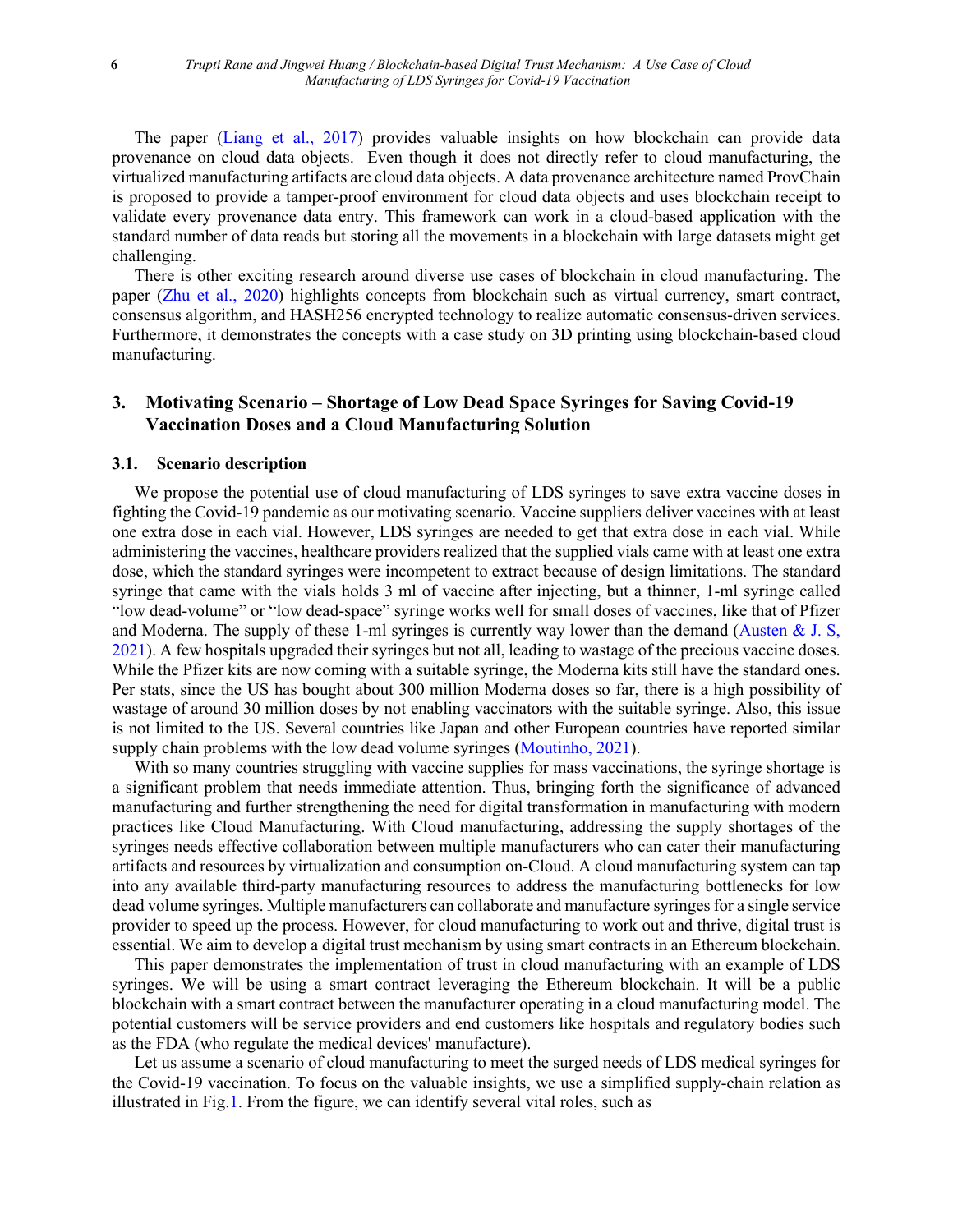The paper (Liang et al., 2017) provides valuable insights on how blockchain can provide data provenance on cloud data objects. Even though it does not directly refer to cloud manufacturing, the virtualized manufacturing artifacts are cloud data objects. A data provenance architecture named ProvChain is proposed to provide a tamper-proof environment for cloud data objects and uses blockchain receipt to validate every provenance data entry. This framework can work in a cloud-based application with the standard number of data reads but storing all the movements in a blockchain with large datasets might get challenging.

There is other exciting research around diverse use cases of blockchain in cloud manufacturing. The paper (Zhu et al., 2020) highlights concepts from blockchain such as virtual currency, smart contract, consensus algorithm, and HASH256 encrypted technology to realize automatic consensus-driven services. Furthermore, it demonstrates the concepts with a case study on 3D printing using blockchain-based cloud manufacturing.

## 3. Motivating Scenario – Shortage of Low Dead Space Syringes for Saving Covid-19 Vaccination Doses and a Cloud Manufacturing Solution

### 3.1. Scenario description

We propose the potential use of cloud manufacturing of LDS syringes to save extra vaccine doses in fighting the Covid-19 pandemic as our motivating scenario. Vaccine suppliers deliver vaccines with at least one extra dose in each vial. However, LDS syringes are needed to get that extra dose in each vial. While administering the vaccines, healthcare providers realized that the supplied vials came with at least one extra dose, which the standard syringes were incompetent to extract because of design limitations. The standard syringe that came with the vials holds 3 ml of vaccine after injecting, but a thinner, 1-ml syringe called "low dead-volume" or "low dead-space" syringe works well for small doses of vaccines, like that of Pfizer and Moderna. The supply of these 1-ml syringes is currently way lower than the demand (Austen & J. S, 2021). A few hospitals upgraded their syringes but not all, leading to wastage of the precious vaccine doses. While the Pfizer kits are now coming with a suitable syringe, the Moderna kits still have the standard ones. Per stats, since the US has bought about 300 million Moderna doses so far, there is a high possibility of wastage of around 30 million doses by not enabling vaccinators with the suitable syringe. Also, this issue is not limited to the US. Several countries like Japan and other European countries have reported similar supply chain problems with the low dead volume syringes (Moutinho, 2021).

With so many countries struggling with vaccine supplies for mass vaccinations, the syringe shortage is a significant problem that needs immediate attention. Thus, bringing forth the significance of advanced manufacturing and further strengthening the need for digital transformation in manufacturing with modern practices like Cloud Manufacturing. With Cloud manufacturing, addressing the supply shortages of the syringes needs effective collaboration between multiple manufacturers who can cater their manufacturing artifacts and resources by virtualization and consumption on-Cloud. A cloud manufacturing system can tap into any available third-party manufacturing resources to address the manufacturing bottlenecks for low dead volume syringes. Multiple manufacturers can collaborate and manufacture syringes for a single service provider to speed up the process. However, for cloud manufacturing to work out and thrive, digital trust is essential. We aim to develop a digital trust mechanism by using smart contracts in an Ethereum blockchain.

This paper demonstrates the implementation of trust in cloud manufacturing with an example of LDS syringes. We will be using a smart contract leveraging the Ethereum blockchain. It will be a public blockchain with a smart contract between the manufacturer operating in a cloud manufacturing model. The potential customers will be service providers and end customers like hospitals and regulatory bodies such as the FDA (who regulate the medical devices' manufacture).

Let us assume a scenario of cloud manufacturing to meet the surged needs of LDS medical syringes for the Covid-19 vaccination. To focus on the valuable insights, we use a simplified supply-chain relation as illustrated in Fig.1. From the figure, we can identify several vital roles, such as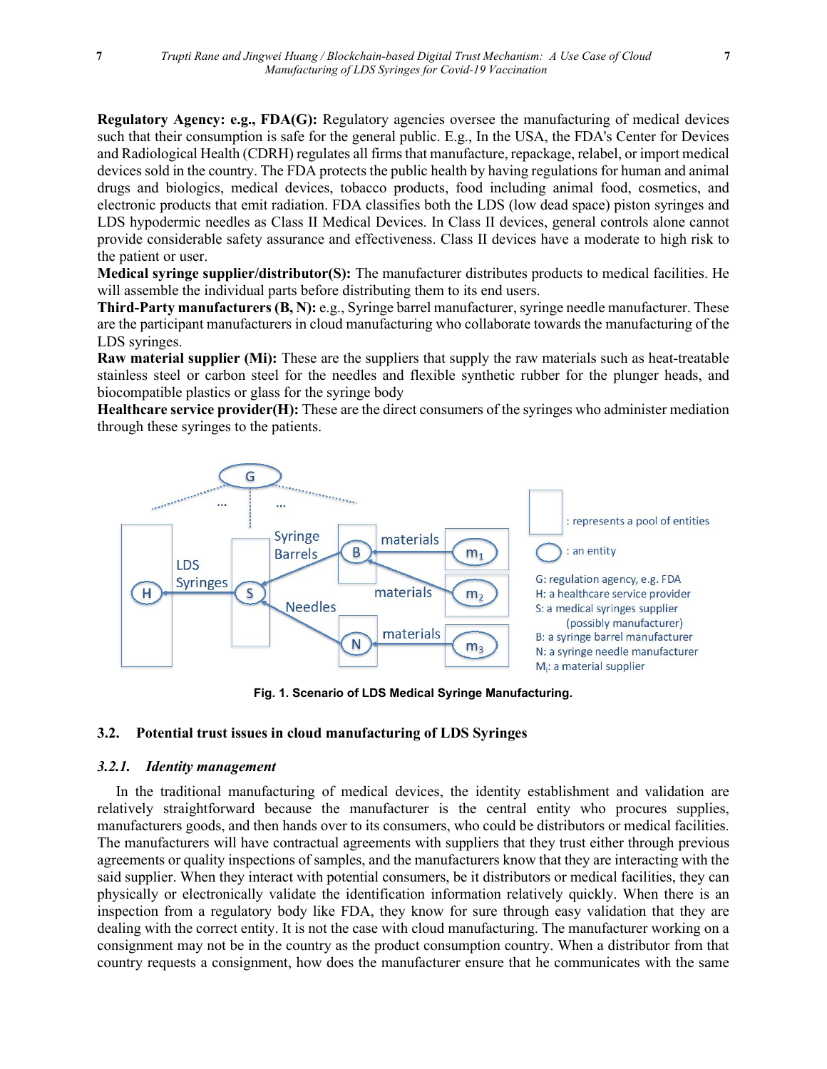**Regulatory Agency: e.g., FDA(G):** Regulatory agencies oversee the manufacturing of medical devices such that their consumption is safe for the general public. E.g., In the USA, the FDA's Center for Devices and Radiological Health (CDRH) regulates all firms that manufacture, repackage, relabel, or import medical devices sold in the country. The FDA protects the public health by having regulations for human and animal drugs and biologics, medical devices, tobacco products, food including animal food, cosmetics, and electronic products that emit radiation. FDA classifies both the LDS (low dead space) piston syringes and LDS hypodermic needles as Class II Medical Devices. In Class II devices, general controls alone cannot provide considerable safety assurance and effectiveness. Class II devices have a moderate to high risk to the patient or user.

**Medical syringe supplier/distributor(S):** The manufacturer distributes products to medical facilities. He will assemble the individual parts before distributing them to its end users.

**Third-Party manufacturers (B, N):** e.g., Syringe barrel manufacturer, syringe needle manufacturer. These are the participant manufacturers in cloud manufacturing who collaborate towards the manufacturing of the LDS syringes.

**Raw material supplier (Mi):** These are the suppliers that supply the raw materials such as heat-treatable stainless steel or carbon steel for the needles and flexible synthetic rubber for the plunger heads, and biocompatible plastics or glass for the syringe body

**Healthcare service provider(H):** These are the direct consumers of the syringes who administer mediation through these syringes to the patients.

**Fig. 1. Scenario of LDS Medical Syringe Manufacturing.**

## 3.2. Potential trust issues in cloud manufacturing of LDS Syringes

### 3.2.1. *Identity management*

In the traditional manufacturing of medical devices, the identity establishment and validation are relatively straightforward because the manufacturer is the central entity who procures supplies, manufacturers goods, and then hands over to its consumers, who could be distributors or medical facilities. The manufacturers will have contractual agreements with suppliers that they trust either through previous agreements or quality inspections of samples, and the manufacturers know that they are interacting with the said supplier. When they interact with potential consumers, be it distributors or medical facilities, they can physically or electronically validate the identification information relatively quickly. When there is an inspection from a regulatory body like FDA, they know for sure through easy validation that they are dealing with the correct entity. It is not the case with cloud manufacturing. The manufacturer working on a consignment may not be in the country as the product consumption country. When a distributor from that country requests a consignment, how does the manufacturer ensure that he communicates with the same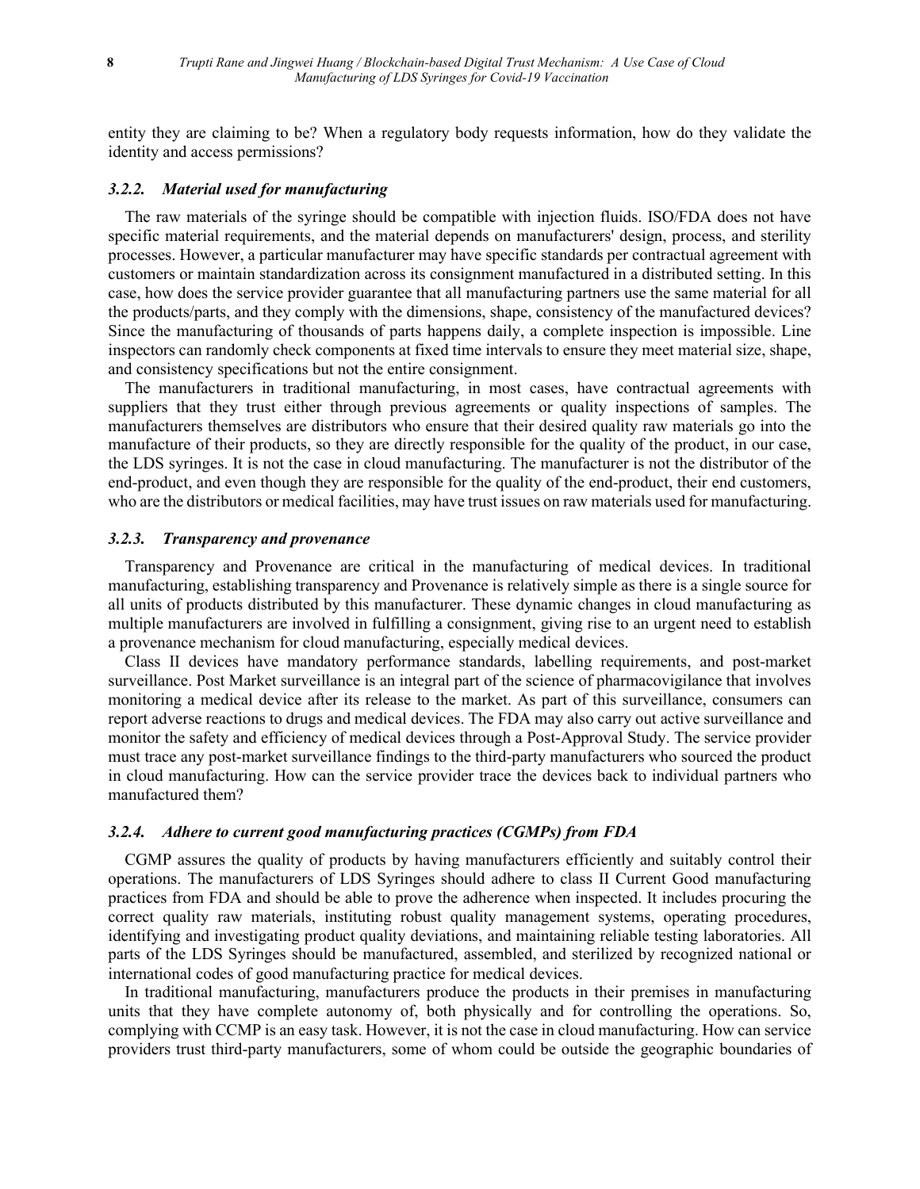entity they are claiming to be? When a regulatory body requests information, how do they validate the identity and access permissions?

### *3.2.2. Material used for manufacturing*

The raw materials of the syringe should be compatible with injection fluids. ISO/FDA does not have specific material requirements, and the material depends on manufacturers' design, process, and sterility processes. However, a particular manufacturer may have specific standards per contractual agreement with customers or maintain standardization across its consignment manufactured in a distributed setting. In this case, how does the service provider guarantee that all manufacturing partners use the same material for all the products/parts, and they comply with the dimensions, shape, consistency of the manufactured devices? Since the manufacturing of thousands of parts happens daily, a complete inspection is impossible. Line inspectors can randomly check components at fixed time intervals to ensure they meet material size, shape, and consistency specifications but not the entire consignment.

The manufacturers in traditional manufacturing, in most cases, have contractual agreements with suppliers that they trust either through previous agreements or quality inspections of samples. The manufacturers themselves are distributors who ensure that their desired quality raw materials go into the manufacture of their products, so they are directly responsible for the quality of the product, in our case, the LDS syringes. It is not the case in cloud manufacturing. The manufacturer is not the distributor of the end-product, and even though they are responsible for the quality of the end-product, their end customers, who are the distributors or medical facilities, may have trust issues on raw materials used for manufacturing.

### *3.2.3. Transparency and provenance*

Transparency and Provenance are critical in the manufacturing of medical devices. In traditional manufacturing, establishing transparency and Provenance is relatively simple as there is a single source for all units of products distributed by this manufacturer. These dynamic changes in cloud manufacturing as multiple manufacturers are involved in fulfilling a consignment, giving rise to an urgent need to establish a provenance mechanism for cloud manufacturing, especially medical devices.

Class II devices have mandatory performance standards, labelling requirements, and post-market surveillance. Post Market surveillance is an integral part of the science of pharmacovigilance that involves monitoring a medical device after its release to the market. As part of this surveillance, consumers can report adverse reactions to drugs and medical devices. The FDA may also carry out active surveillance and monitor the safety and efficiency of medical devices through a Post-Approval Study. The service provider must trace any post-market surveillance findings to the third-party manufacturers who sourced the product in cloud manufacturing. How can the service provider trace the devices back to individual partners who manufactured them?

### *3.2.4. Adhere to current good manufacturing practices (CGMPs) from FDA*

CGMP assures the quality of products by having manufacturers efficiently and suitably control their operations. The manufacturers of LDS Syringes should adhere to class II Current Good manufacturing practices from FDA and should be able to prove the adherence when inspected. It includes procuring the correct quality raw materials, instituting robust quality management systems, operating procedures, identifying and investigating product quality deviations, and maintaining reliable testing laboratories. All parts of the LDS Syringes should be manufactured, assembled, and sterilized by recognized national or international codes of good manufacturing practice for medical devices.

In traditional manufacturing, manufacturers produce the products in their premises in manufacturing units that they have complete autonomy of, both physically and for controlling the operations. So, complying with CCMP is an easy task. However, it is not the case in cloud manufacturing. How can service providers trust third-party manufacturers, some of whom could be outside the geographic boundaries of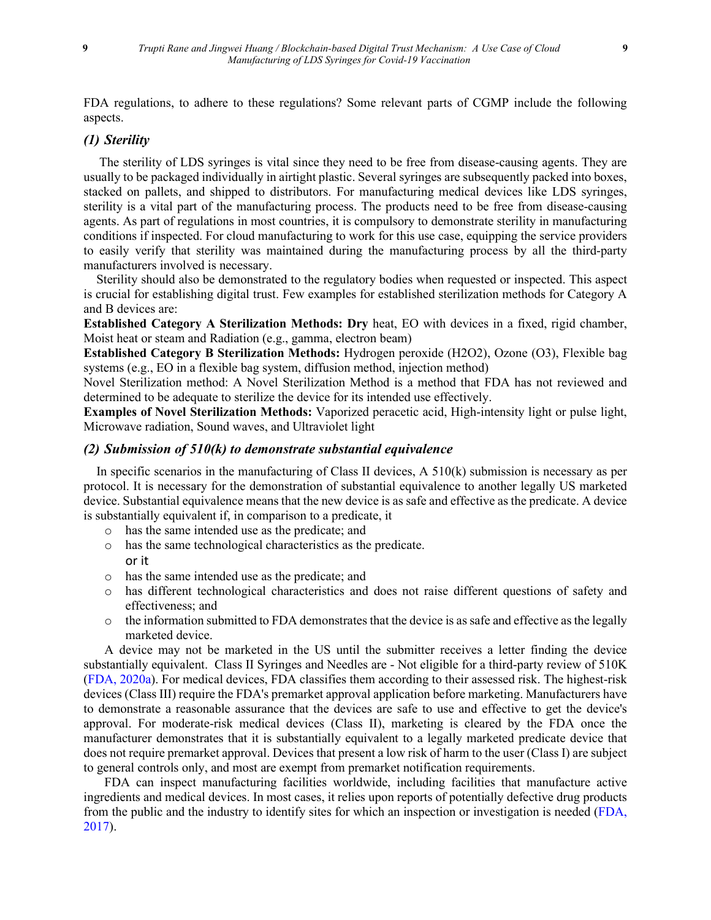FDA regulations, to adhere to these regulations? Some relevant parts of CGMP include the following aspects.

### *(1) Sterility*

The sterility of LDS syringes is vital since they need to be free from disease-causing agents. They are usually to be packaged individually in airtight plastic. Several syringes are subsequently packed into boxes, stacked on pallets, and shipped to distributors. For manufacturing medical devices like LDS syringes, sterility is a vital part of the manufacturing process. The products need to be free from disease-causing agents. As part of regulations in most countries, it is compulsory to demonstrate sterility in manufacturing conditions if inspected. For cloud manufacturing to work for this use case, equipping the service providers to easily verify that sterility was maintained during the manufacturing process by all the third-party manufacturers involved is necessary.

Sterility should also be demonstrated to the regulatory bodies when requested or inspected. This aspect is crucial for establishing digital trust. Few examples for established sterilization methods for Category A and B devices are:

**Established Category A Sterilization Methods: Dry** heat, EO with devices in a fixed, rigid chamber, Moist heat or steam and Radiation (e.g., gamma, electron beam)

**Established Category B Sterilization Methods:** Hydrogen peroxide ($H_2O_2$), Ozone ($O_3$), Flexible bag systems (e.g., EO in a flexible bag system, diffusion method, injection method)

Novel Sterilization method: A Novel Sterilization Method is a method that FDA has not reviewed and determined to be adequate to sterilize the device for its intended use effectively.

**Examples of Novel Sterilization Methods:** Vaporized peracetic acid, High-intensity light or pulse light, Microwave radiation, Sound waves, and Ultraviolet light

### *(2) Submission of 510(k) to demonstrate substantial equivalence*

In specific scenarios in the manufacturing of Class II devices, A 510(k) submission is necessary as per protocol. It is necessary for the demonstration of substantial equivalence to another legally US marketed device. Substantial equivalence means that the new device is as safe and effective as the predicate. A device is substantially equivalent if, in comparison to a predicate, it

- has the same intended use as the predicate; and
- has the same technological characteristics as the predicate.

or it

- has the same intended use as the predicate; and
- has different technological characteristics and does not raise different questions of safety and effectiveness; and
- the information submitted to FDA demonstrates that the device is as safe and effective as the legally marketed device.

A device may not be marketed in the US until the submitter receives a letter finding the device substantially equivalent. Class II Syringes and Needles are - Not eligible for a third-party review of 510K (FDA, 2020a). For medical devices, FDA classifies them according to their assessed risk. The highest-risk devices (Class III) require the FDA's premarket approval application before marketing. Manufacturers have to demonstrate a reasonable assurance that the devices are safe to use and effective to get the device's approval. For moderate-risk medical devices (Class II), marketing is cleared by the FDA once the manufacturer demonstrates that it is substantially equivalent to a legally marketed predicate device that does not require premarket approval. Devices that present a low risk of harm to the user (Class I) are subject to general controls only, and most are exempt from premarket notification requirements.

FDA can inspect manufacturing facilities worldwide, including facilities that manufacture active ingredients and medical devices. In most cases, it relies upon reports of potentially defective drug products from the public and the industry to identify sites for which an inspection or investigation is needed (FDA, 2017).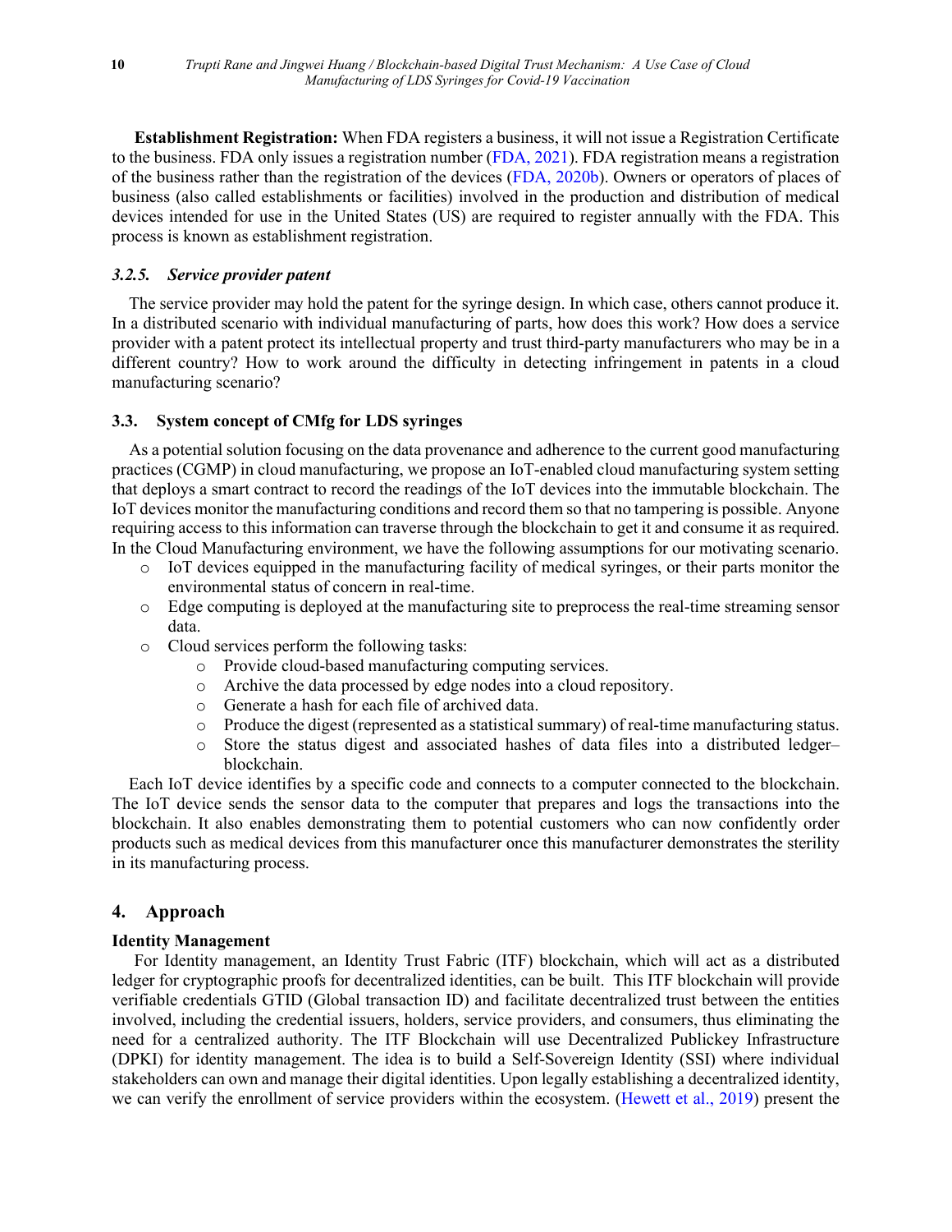**Establishment Registration:** When FDA registers a business, it will not issue a Registration Certificate to the business. FDA only issues a registration number (FDA, 2021). FDA registration means a registration of the business rather than the registration of the devices (FDA, 2020b). Owners or operators of places of business (also called establishments or facilities) involved in the production and distribution of medical devices intended for use in the United States (US) are required to register annually with the FDA. This process is known as establishment registration.

### *3.2.5. Service provider patent*

The service provider may hold the patent for the syringe design. In which case, others cannot produce it. In a distributed scenario with individual manufacturing of parts, how does this work? How does a service provider with a patent protect its intellectual property and trust third-party manufacturers who may be in a different country? How to work around the difficulty in detecting infringement in patents in a cloud manufacturing scenario?

### 3.3. System concept of CMfg for LDS syringes

As a potential solution focusing on the data provenance and adherence to the current good manufacturing practices (CGMP) in cloud manufacturing, we propose an IoT-enabled cloud manufacturing system setting that deploys a smart contract to record the readings of the IoT devices into the immutable blockchain. The IoT devices monitor the manufacturing conditions and record them so that no tampering is possible. Anyone requiring access to this information can traverse through the blockchain to get it and consume it as required. In the Cloud Manufacturing environment, we have the following assumptions for our motivating scenario.

- IoT devices equipped in the manufacturing facility of medical syringes, or their parts monitor the environmental status of concern in real-time.
- Edge computing is deployed at the manufacturing site to preprocess the real-time streaming sensor data.
- Cloud services perform the following tasks:
  - Provide cloud-based manufacturing computing services.
  - Archive the data processed by edge nodes into a cloud repository.
  - Generate a hash for each file of archived data.
  - Produce the digest (represented as a statistical summary) of real-time manufacturing status.
  - Store the status digest and associated hashes of data files into a distributed ledger–blockchain.

Each IoT device identifies by a specific code and connects to a computer connected to the blockchain. The IoT device sends the sensor data to the computer that prepares and logs the transactions into the blockchain. It also enables demonstrating them to potential customers who can now confidently order products such as medical devices from this manufacturer once this manufacturer demonstrates the sterility in its manufacturing process.

## 4. Approach

**Identity Management**

For Identity management, an Identity Trust Fabric (ITF) blockchain, which will act as a distributed ledger for cryptographic proofs for decentralized identities, can be built. This ITF blockchain will provide verifiable credentials GTID (Global transaction ID) and facilitate decentralized trust between the entities involved, including the credential issuers, holders, service providers, and consumers, thus eliminating the need for a centralized authority. The ITF Blockchain will use Decentralized Publickey Infrastructure (DPKI) for identity management. The idea is to build a Self-Sovereign Identity (SSI) where individual stakeholders can own and manage their digital identities. Upon legally establishing a decentralized identity, we can verify the enrollment of service providers within the ecosystem. (Hewett et al., 2019) present the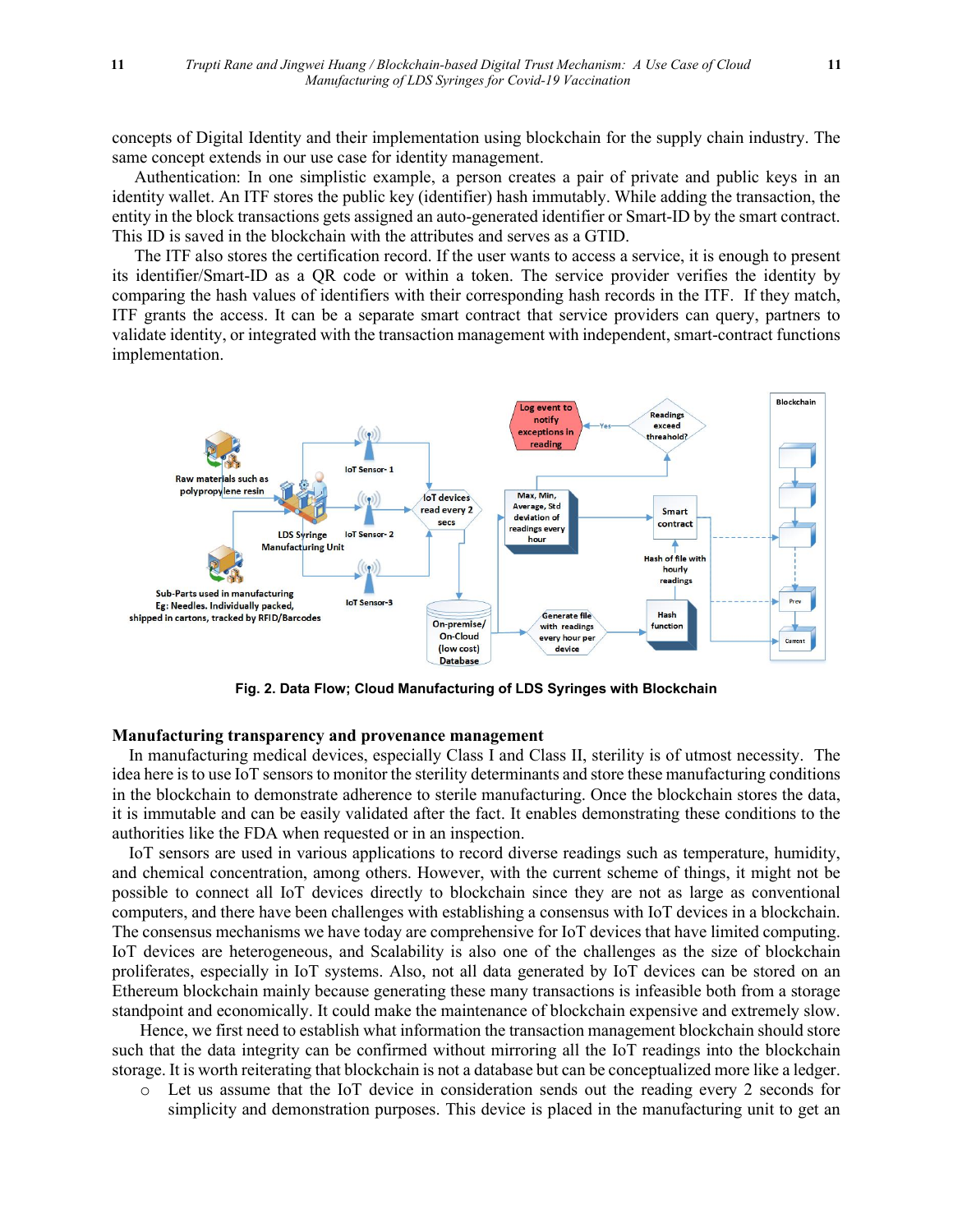concepts of Digital Identity and their implementation using blockchain for the supply chain industry. The same concept extends in our use case for identity management.

Authentication: In one simplistic example, a person creates a pair of private and public keys in an identity wallet. An ITF stores the public key (identifier) hash immutably. While adding the transaction, the entity in the block transactions gets assigned an auto-generated identifier or Smart-ID by the smart contract. This ID is saved in the blockchain with the attributes and serves as a GTID.

The ITF also stores the certification record. If the user wants to access a service, it is enough to present its identifier/Smart-ID as a QR code or within a token. The service provider verifies the identity by comparing the hash values of identifiers with their corresponding hash records in the ITF. If they match, ITF grants the access. It can be a separate smart contract that service providers can query, partners to validate identity, or integrated with the transaction management with independent, smart-contract functions implementation.

**Fig. 2. Data Flow; Cloud Manufacturing of LDS Syringes with Blockchain**

### Manufacturing transparency and provenance management

In manufacturing medical devices, especially Class I and Class II, sterility is of utmost necessity. The idea here is to use IoT sensors to monitor the sterility determinants and store these manufacturing conditions in the blockchain to demonstrate adherence to sterile manufacturing. Once the blockchain stores the data, it is immutable and can be easily validated after the fact. It enables demonstrating these conditions to the authorities like the FDA when requested or in an inspection.

IoT sensors are used in various applications to record diverse readings such as temperature, humidity, and chemical concentration, among others. However, with the current scheme of things, it might not be possible to connect all IoT devices directly to blockchain since they are not as large as conventional computers, and there have been challenges with establishing a consensus with IoT devices in a blockchain. The consensus mechanisms we have today are comprehensive for IoT devices that have limited computing. IoT devices are heterogeneous, and Scalability is also one of the challenges as the size of blockchain proliferates, especially in IoT systems. Also, not all data generated by IoT devices can be stored on an Ethereum blockchain mainly because generating these many transactions is infeasible both from a storage standpoint and economically. It could make the maintenance of blockchain expensive and extremely slow.

Hence, we first need to establish what information the transaction management blockchain should store such that the data integrity can be confirmed without mirroring all the IoT readings into the blockchain storage. It is worth reiterating that blockchain is not a database but can be conceptualized more like a ledger.

- Let us assume that the IoT device in consideration sends out the reading every 2 seconds for simplicity and demonstration purposes. This device is placed in the manufacturing unit to get an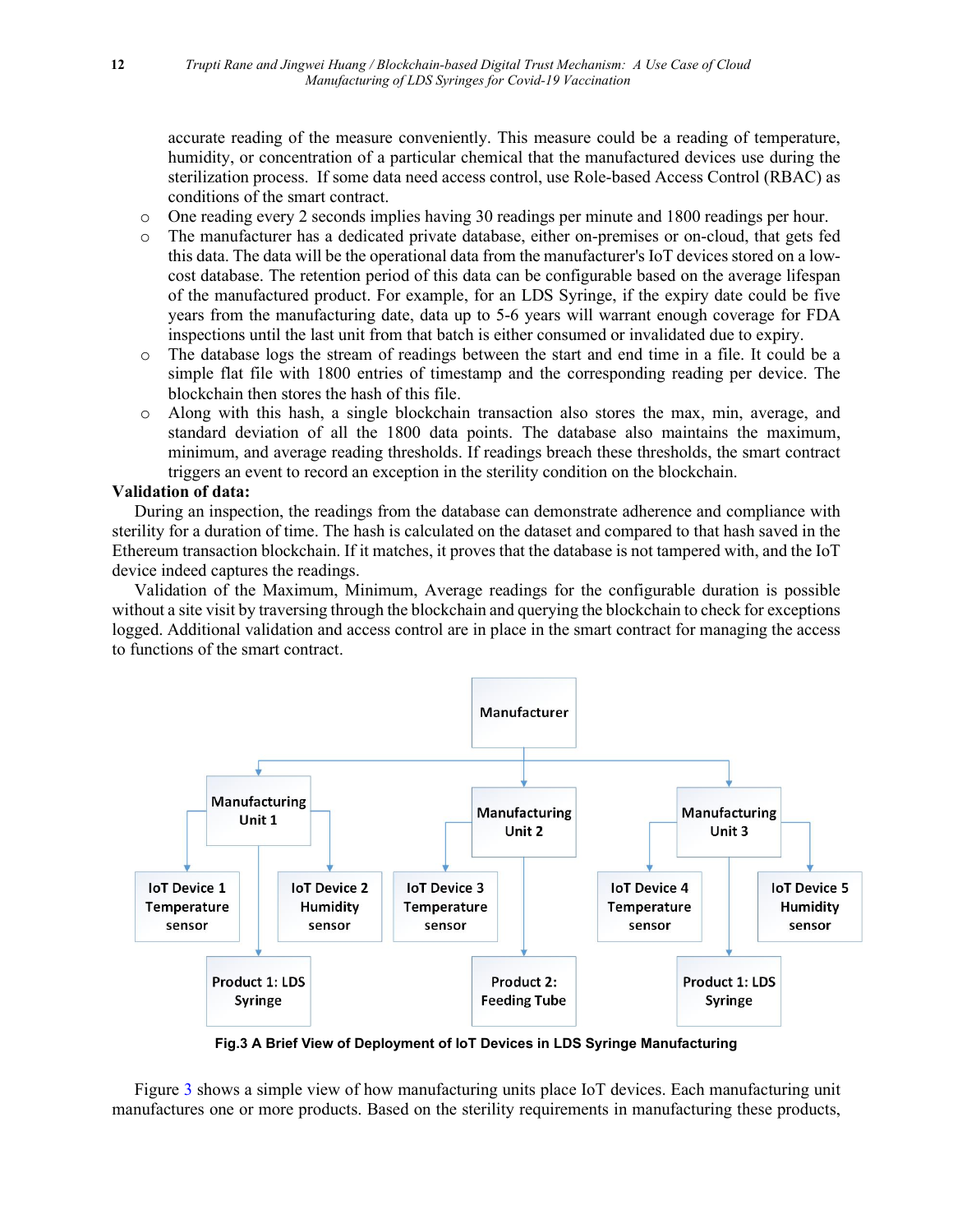accurate reading of the measure conveniently. This measure could be a reading of temperature, humidity, or concentration of a particular chemical that the manufactured devices use during the sterilization process. If some data need access control, use Role-based Access Control (RBAC) as conditions of the smart contract.

- One reading every 2 seconds implies having 30 readings per minute and 1800 readings per hour.
- The manufacturer has a dedicated private database, either on-premises or on-cloud, that gets fed this data. The data will be the operational data from the manufacturer's IoT devices stored on a low-cost database. The retention period of this data can be configurable based on the average lifespan of the manufactured product. For example, for an LDS Syringe, if the expiry date could be five years from the manufacturing date, data up to 5-6 years will warrant enough coverage for FDA inspections until the last unit from that batch is either consumed or invalidated due to expiry.
- The database logs the stream of readings between the start and end time in a file. It could be a simple flat file with 1800 entries of timestamp and the corresponding reading per device. The blockchain then stores the hash of this file.
- Along with this hash, a single blockchain transaction also stores the max, min, average, and standard deviation of all the 1800 data points. The database also maintains the maximum, minimum, and average reading thresholds. If readings breach these thresholds, the smart contract triggers an event to record an exception in the sterility condition on the blockchain.

**Validation of data:**

During an inspection, the readings from the database can demonstrate adherence and compliance with sterility for a duration of time. The hash is calculated on the dataset and compared to that hash saved in the Ethereum transaction blockchain. If it matches, it proves that the database is not tampered with, and the IoT device indeed captures the readings.

Validation of the Maximum, Minimum, Average readings for the configurable duration is possible without a site visit by traversing through the blockchain and querying the blockchain to check for exceptions logged. Additional validation and access control are in place in the smart contract for managing the access to functions of the smart contract.

**Fig.3 A Brief View of Deployment of IoT Devices in LDS Syringe Manufacturing**

Figure 3 shows a simple view of how manufacturing units place IoT devices. Each manufacturing unit manufactures one or more products. Based on the sterility requirements in manufacturing these products,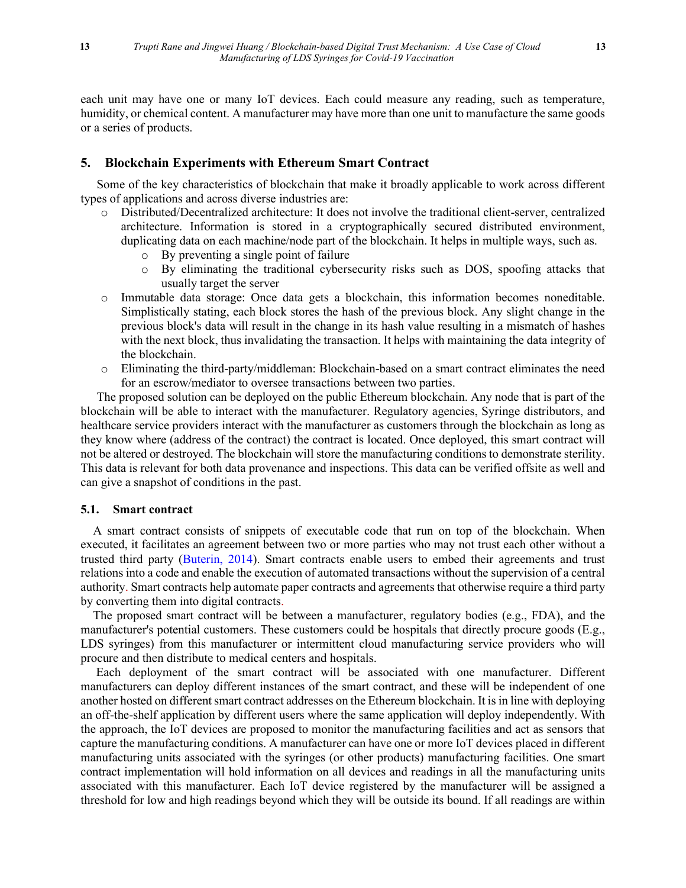each unit may have one or many IoT devices. Each could measure any reading, such as temperature, humidity, or chemical content. A manufacturer may have more than one unit to manufacture the same goods or a series of products.

## 5. Blockchain Experiments with Ethereum Smart Contract

Some of the key characteristics of blockchain that make it broadly applicable to work across different types of applications and across diverse industries are:

- Distributed/Decentralized architecture: It does not involve the traditional client-server, centralized architecture. Information is stored in a cryptographically secured distributed environment, duplicating data on each machine/node part of the blockchain. It helps in multiple ways, such as.
  - By preventing a single point of failure
  - By eliminating the traditional cybersecurity risks such as DOS, spoofing attacks that usually target the server
- Immutable data storage: Once data gets a blockchain, this information becomes noneditable. Simplistically stating, each block stores the hash of the previous block. Any slight change in the previous block's data will result in the change in its hash value resulting in a mismatch of hashes with the next block, thus invalidating the transaction. It helps with maintaining the data integrity of the blockchain.
- Eliminating the third-party/middleman: Blockchain-based on a smart contract eliminates the need for an escrow/mediator to oversee transactions between two parties.

The proposed solution can be deployed on the public Ethereum blockchain. Any node that is part of the blockchain will be able to interact with the manufacturer. Regulatory agencies, Syringe distributors, and healthcare service providers interact with the manufacturer as customers through the blockchain as long as they know where (address of the contract) the contract is located. Once deployed, this smart contract will not be altered or destroyed. The blockchain will store the manufacturing conditions to demonstrate sterility. This data is relevant for both data provenance and inspections. This data can be verified offsite as well and can give a snapshot of conditions in the past.

### 5.1. Smart contract

A smart contract consists of snippets of executable code that run on top of the blockchain. When executed, it facilitates an agreement between two or more parties who may not trust each other without a trusted third party (Buterin, 2014). Smart contracts enable users to embed their agreements and trust relations into a code and enable the execution of automated transactions without the supervision of a central authority. Smart contracts help automate paper contracts and agreements that otherwise require a third party by converting them into digital contracts.

The proposed smart contract will be between a manufacturer, regulatory bodies (e.g., FDA), and the manufacturer's potential customers. These customers could be hospitals that directly procure goods (E.g., LDS syringes) from this manufacturer or intermittent cloud manufacturing service providers who will procure and then distribute to medical centers and hospitals.

Each deployment of the smart contract will be associated with one manufacturer. Different manufacturers can deploy different instances of the smart contract, and these will be independent of one another hosted on different smart contract addresses on the Ethereum blockchain. It is in line with deploying an off-the-shelf application by different users where the same application will deploy independently. With the approach, the IoT devices are proposed to monitor the manufacturing facilities and act as sensors that capture the manufacturing conditions. A manufacturer can have one or more IoT devices placed in different manufacturing units associated with the syringes (or other products) manufacturing facilities. One smart contract implementation will hold information on all devices and readings in all the manufacturing units associated with this manufacturer. Each IoT device registered by the manufacturer will be assigned a threshold for low and high readings beyond which they will be outside its bound. If all readings are within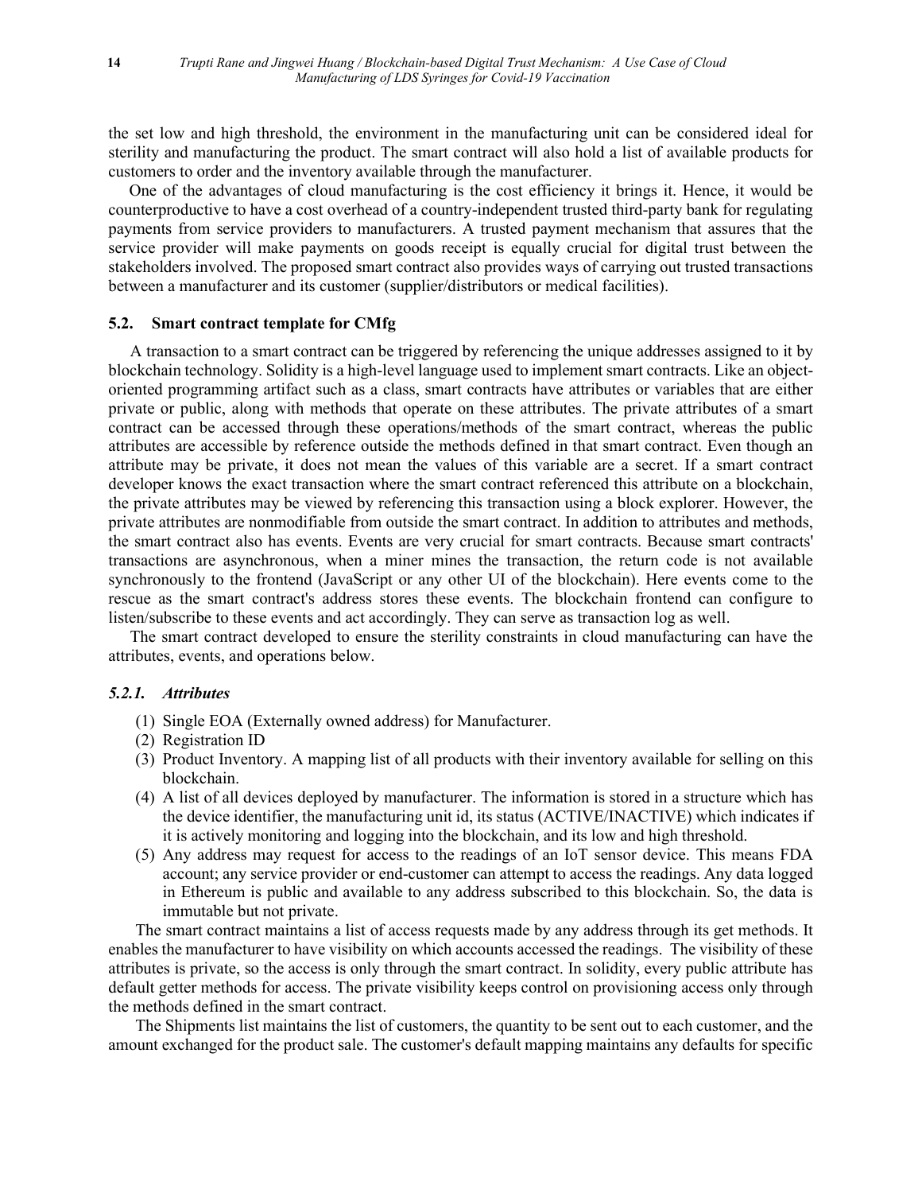the set low and high threshold, the environment in the manufacturing unit can be considered ideal for sterility and manufacturing the product. The smart contract will also hold a list of available products for customers to order and the inventory available through the manufacturer.

One of the advantages of cloud manufacturing is the cost efficiency it brings it. Hence, it would be counterproductive to have a cost overhead of a country-independent trusted third-party bank for regulating payments from service providers to manufacturers. A trusted payment mechanism that assures that the service provider will make payments on goods receipt is equally crucial for digital trust between the stakeholders involved. The proposed smart contract also provides ways of carrying out trusted transactions between a manufacturer and its customer (supplier/distributors or medical facilities).

## 5.2. Smart contract template for CMfg

A transaction to a smart contract can be triggered by referencing the unique addresses assigned to it by blockchain technology. Solidity is a high-level language used to implement smart contracts. Like an object-oriented programming artifact such as a class, smart contracts have attributes or variables that are either private or public, along with methods that operate on these attributes. The private attributes of a smart contract can be accessed through these operations/methods of the smart contract, whereas the public attributes are accessible by reference outside the methods defined in that smart contract. Even though an attribute may be private, it does not mean the values of this variable are a secret. If a smart contract developer knows the exact transaction where the smart contract referenced this attribute on a blockchain, the private attributes may be viewed by referencing this transaction using a block explorer. However, the private attributes are nonmodifiable from outside the smart contract. In addition to attributes and methods, the smart contract also has events. Events are very crucial for smart contracts. Because smart contracts' transactions are asynchronous, when a miner mines the transaction, the return code is not available synchronously to the frontend (JavaScript or any other UI of the blockchain). Here events come to the rescue as the smart contract's address stores these events. The blockchain frontend can configure to listen/subscribe to these events and act accordingly. They can serve as transaction log as well.

The smart contract developed to ensure the sterility constraints in cloud manufacturing can have the attributes, events, and operations below.

### 5.2.1. *Attributes*

(1) Single EOA (Externally owned address) for Manufacturer.
(2) Registration ID
(3) Product Inventory. A mapping list of all products with their inventory available for selling on this blockchain.
(4) A list of all devices deployed by manufacturer. The information is stored in a structure which has the device identifier, the manufacturing unit id, its status (ACTIVE/INACTIVE) which indicates if it is actively monitoring and logging into the blockchain, and its low and high threshold.
(5) Any address may request for access to the readings of an IoT sensor device. This means FDA account; any service provider or end-customer can attempt to access the readings. Any data logged in Ethereum is public and available to any address subscribed to this blockchain. So, the data is immutable but not private.

The smart contract maintains a list of access requests made by any address through its get methods. It enables the manufacturer to have visibility on which accounts accessed the readings. The visibility of these attributes is private, so the access is only through the smart contract. In solidity, every public attribute has default getter methods for access. The private visibility keeps control on provisioning access only through the methods defined in the smart contract.

The Shipments list maintains the list of customers, the quantity to be sent out to each customer, and the amount exchanged for the product sale. The customer's default mapping maintains any defaults for specific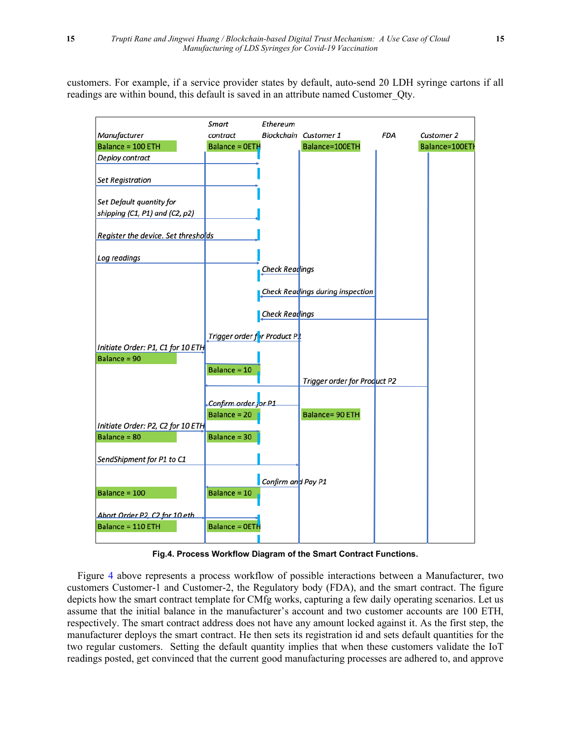customers. For example, if a service provider states by default, auto-send 20 LDH syringe cartons if all readings are within bound, this default is saved in an attribute named Customer_Qty.

**Fig.4. Process Workflow Diagram of the Smart Contract Functions.**

Figure 4 above represents a process workflow of possible interactions between a Manufacturer, two customers Customer-1 and Customer-2, the Regulatory body (FDA), and the smart contract. The figure depicts how the smart contract template for CMfg works, capturing a few daily operating scenarios. Let us assume that the initial balance in the manufacturer's account and two customer accounts are 100 ETH, respectively. The smart contract address does not have any amount locked against it. As the first step, the manufacturer deploys the smart contract. He then sets its registration id and sets default quantities for the two regular customers. Setting the default quantity implies that when these customers validate the IoT readings posted, get convinced that the current good manufacturing processes are adhered to, and approve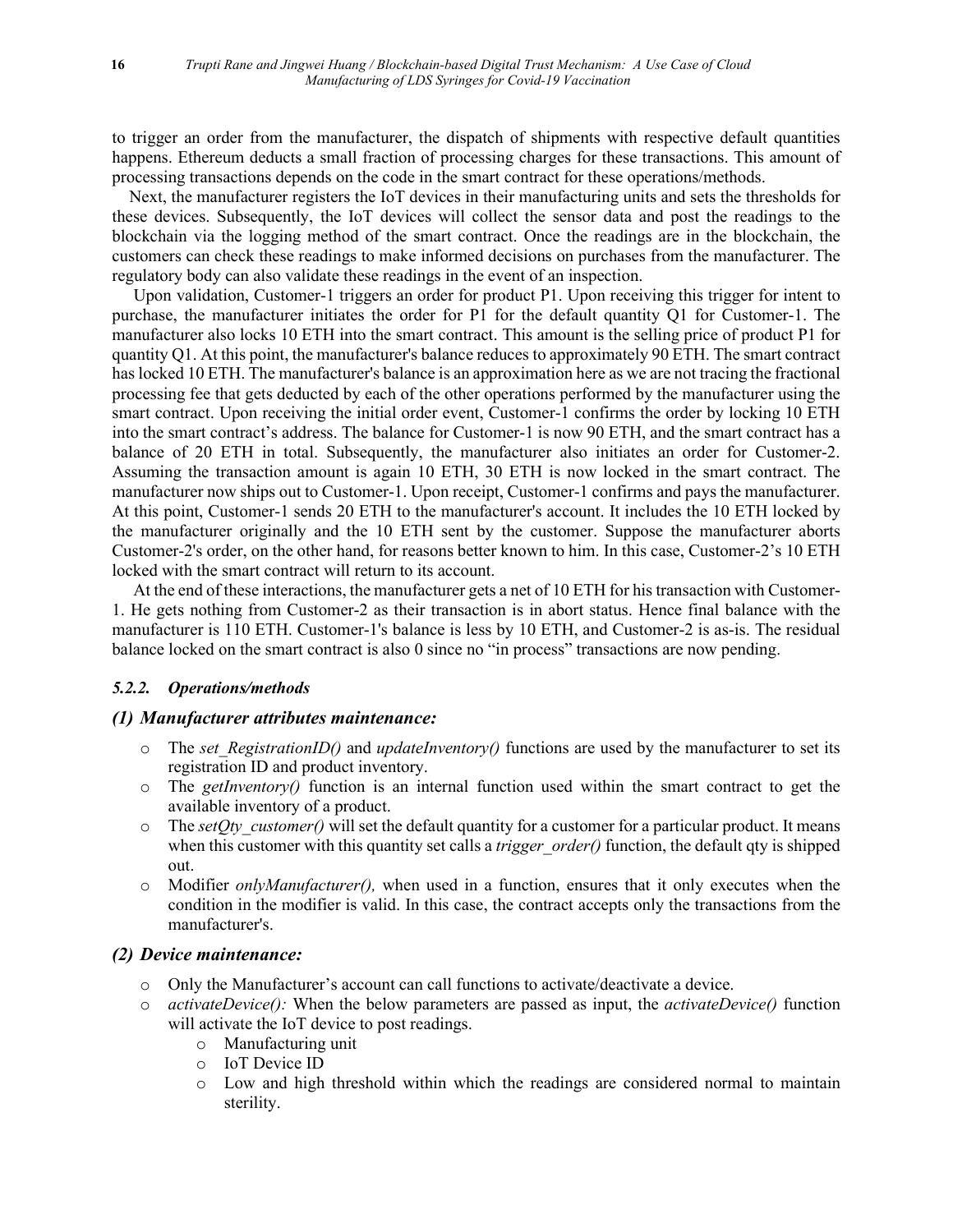to trigger an order from the manufacturer, the dispatch of shipments with respective default quantities happens. Ethereum deducts a small fraction of processing charges for these transactions. This amount of processing transactions depends on the code in the smart contract for these operations/methods.

Next, the manufacturer registers the IoT devices in their manufacturing units and sets the thresholds for these devices. Subsequently, the IoT devices will collect the sensor data and post the readings to the blockchain via the logging method of the smart contract. Once the readings are in the blockchain, the customers can check these readings to make informed decisions on purchases from the manufacturer. The regulatory body can also validate these readings in the event of an inspection.

Upon validation, Customer-1 triggers an order for product P1. Upon receiving this trigger for intent to purchase, the manufacturer initiates the order for P1 for the default quantity Q1 for Customer-1. The manufacturer also locks 10 ETH into the smart contract. This amount is the selling price of product P1 for quantity Q1. At this point, the manufacturer's balance reduces to approximately 90 ETH. The smart contract has locked 10 ETH. The manufacturer's balance is an approximation here as we are not tracing the fractional processing fee that gets deducted by each of the other operations performed by the manufacturer using the smart contract. Upon receiving the initial order event, Customer-1 confirms the order by locking 10 ETH into the smart contract's address. The balance for Customer-1 is now 90 ETH, and the smart contract has a balance of 20 ETH in total. Subsequently, the manufacturer also initiates an order for Customer-2. Assuming the transaction amount is again 10 ETH, 30 ETH is now locked in the smart contract. The manufacturer now ships out to Customer-1. Upon receipt, Customer-1 confirms and pays the manufacturer. At this point, Customer-1 sends 20 ETH to the manufacturer's account. It includes the 10 ETH locked by the manufacturer originally and the 10 ETH sent by the customer. Suppose the manufacturer aborts Customer-2's order, on the other hand, for reasons better known to him. In this case, Customer-2's 10 ETH locked with the smart contract will return to its account.

At the end of these interactions, the manufacturer gets a net of 10 ETH for his transaction with Customer-1. He gets nothing from Customer-2 as their transaction is in abort status. Hence final balance with the manufacturer is 110 ETH. Customer-1's balance is less by 10 ETH, and Customer-2 is as-is. The residual balance locked on the smart contract is also 0 since no "in process" transactions are now pending.

#### *5.2.2. Operations/methods*

### *(1) Manufacturer attributes maintenance:*

- The *set_RegistrationID()* and *updateInventory()* functions are used by the manufacturer to set its registration ID and product inventory.
- The *getInventory()* function is an internal function used within the smart contract to get the available inventory of a product.
- The *setQty_customer()* will set the default quantity for a customer for a particular product. It means when this customer with this quantity set calls a *trigger_order()* function, the default qty is shipped out.
- Modifier *onlyManufacturer(),* when used in a function, ensures that it only executes when the condition in the modifier is valid. In this case, the contract accepts only the transactions from the manufacturer's.

### *(2) Device maintenance:*

- Only the Manufacturer's account can call functions to activate/deactivate a device.
- *activateDevice():* When the below parameters are passed as input, the *activateDevice()* function will activate the IoT device to post readings.
  - Manufacturing unit
  - IoT Device ID
  - Low and high threshold within which the readings are considered normal to maintain sterility.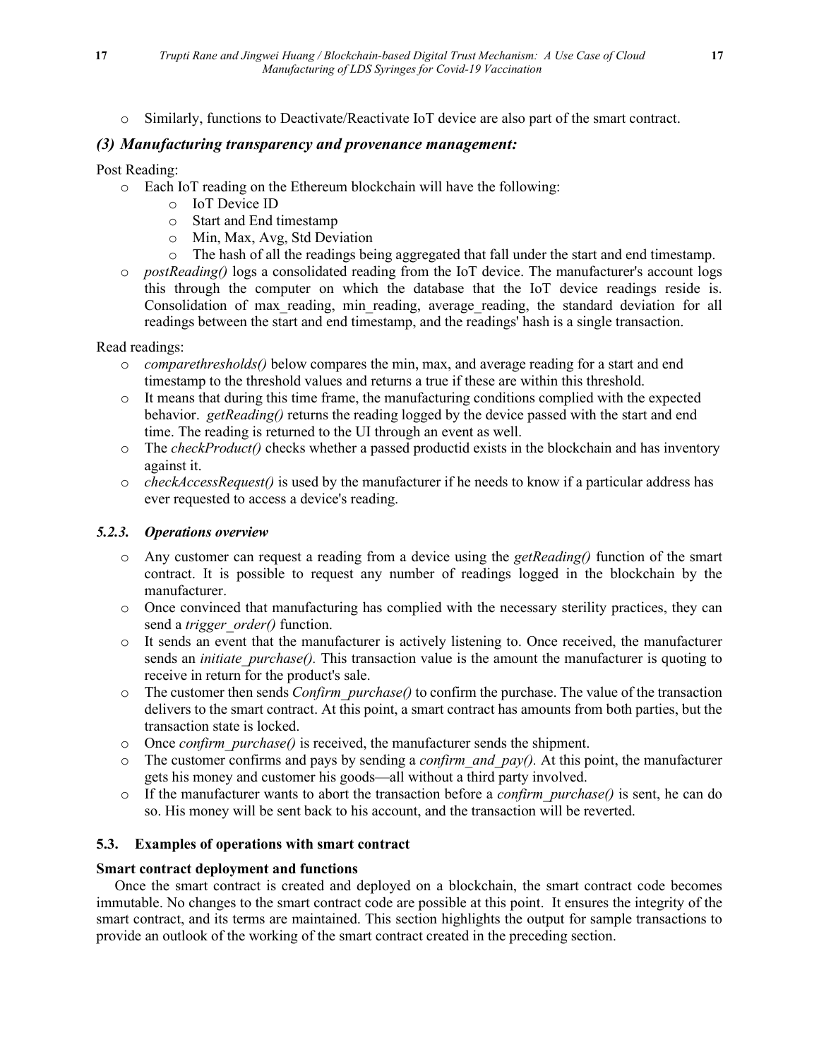- Similarly, functions to Deactivate/Reactivate IoT device are also part of the smart contract.

### *(3) Manufacturing transparency and provenance management:*

Post Reading:

- Each IoT reading on the Ethereum blockchain will have the following:
  - IoT Device ID
  - Start and End timestamp
  - Min, Max, Avg, Std Deviation
  - The hash of all the readings being aggregated that fall under the start and end timestamp.
- *postReading()* logs a consolidated reading from the IoT device. The manufacturer's account logs this through the computer on which the database that the IoT device readings reside is. Consolidation of max_reading, min_reading, average_reading, the standard deviation for all readings between the start and end timestamp, and the readings' hash is a single transaction.

Read readings:

- *comparethresholds()* below compares the min, max, and average reading for a start and end timestamp to the threshold values and returns a true if these are within this threshold.
- It means that during this time frame, the manufacturing conditions complied with the expected behavior. *getReading()* returns the reading logged by the device passed with the start and end time. The reading is returned to the UI through an event as well.
- The *checkProduct()* checks whether a passed productid exists in the blockchain and has inventory against it.
- *checkAccessRequest()* is used by the manufacturer if he needs to know if a particular address has ever requested to access a device's reading.

### *5.2.3. Operations overview*

- Any customer can request a reading from a device using the *getReading()* function of the smart contract. It is possible to request any number of readings logged in the blockchain by the manufacturer.
- Once convinced that manufacturing has complied with the necessary sterility practices, they can send a *trigger_order()* function.
- It sends an event that the manufacturer is actively listening to. Once received, the manufacturer sends an *initiate_purchase().* This transaction value is the amount the manufacturer is quoting to receive in return for the product's sale.
- The customer then sends *Confirm_purchase()* to confirm the purchase. The value of the transaction delivers to the smart contract. At this point, a smart contract has amounts from both parties, but the transaction state is locked.
- Once *confirm_purchase()* is received, the manufacturer sends the shipment.
- The customer confirms and pays by sending a *confirm_and_pay().* At this point, the manufacturer gets his money and customer his goods—all without a third party involved.
- If the manufacturer wants to abort the transaction before a *confirm_purchase()* is sent, he can do so. His money will be sent back to his account, and the transaction will be reverted.

### 5.3. Examples of operations with smart contract

**Smart contract deployment and functions**

Once the smart contract is created and deployed on a blockchain, the smart contract code becomes immutable. No changes to the smart contract code are possible at this point. It ensures the integrity of the smart contract, and its terms are maintained. This section highlights the output for sample transactions to provide an outlook of the working of the smart contract created in the preceding section.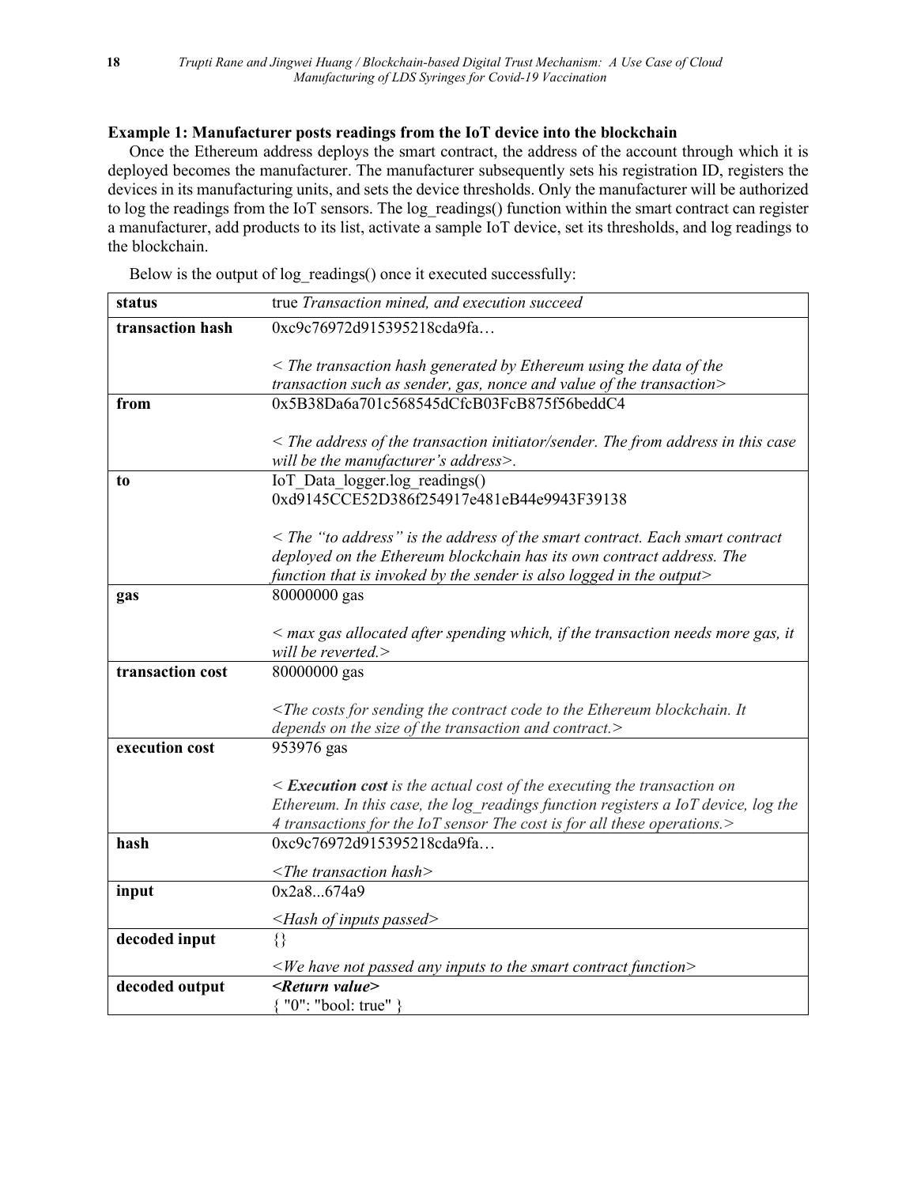**Example 1: Manufacturer posts readings from the IoT device into the blockchain**

Once the Ethereum address deploys the smart contract, the address of the account through which it is deployed becomes the manufacturer. The manufacturer subsequently sets his registration ID, registers the devices in its manufacturing units, and sets the device thresholds. Only the manufacturer will be authorized to log the readings from the IoT sensors. The log_readings() function within the smart contract can register a manufacturer, add products to its list, activate a sample IoT device, set its thresholds, and log readings to the blockchain.

Below is the output of log_readings() once it executed successfully:

| | |
|---|---|
| **status** | true *Transaction mined, and execution succeed* |
| **transaction hash** | 0xc9c76972d915395218cda9fa…<br><br>*< The transaction hash generated by Ethereum using the data of the transaction such as sender, gas, nonce and value of the transaction>* |
| **from** | 0x5B38Da6a701c568545dCfcB03FcB875f56beddC4<br><br>*< The address of the transaction initiator/sender. The from address in this case will be the manufacturer's address>.* |
| **to** | IoT_Data_logger.log_readings()<br>0xd9145CCE52D386f254917e481eB44e9943F39138<br><br>*< The "to address" is the address of the smart contract. Each smart contract deployed on the Ethereum blockchain has its own contract address. The function that is invoked by the sender is also logged in the output>* |
| **gas** | 80000000 gas<br><br>*< max gas allocated after spending which, if the transaction needs more gas, it will be reverted.>* |
| **transaction cost** | 80000000 gas<br><br>*<The costs for sending the contract code to the Ethereum blockchain. It depends on the size of the transaction and contract.>* |
| **execution cost** | 953976 gas<br><br>*<* ***Execution cost*** *is the actual cost of the executing the transaction on Ethereum. In this case, the log_readings function registers a IoT device, log the 4 transactions for the IoT sensor The cost is for all these operations.>* |
| **hash** | 0xc9c76972d915395218cda9fa…<br><br>*<The transaction hash>* |
| **input** | 0x2a8...674a9<br><br>*<Hash of inputs passed>* |
| **decoded input** | {}<br><br>*<We have not passed any inputs to the smart contract function>* |
| **decoded output** | ***<Return value>***<br>{ "0": "bool: true" } |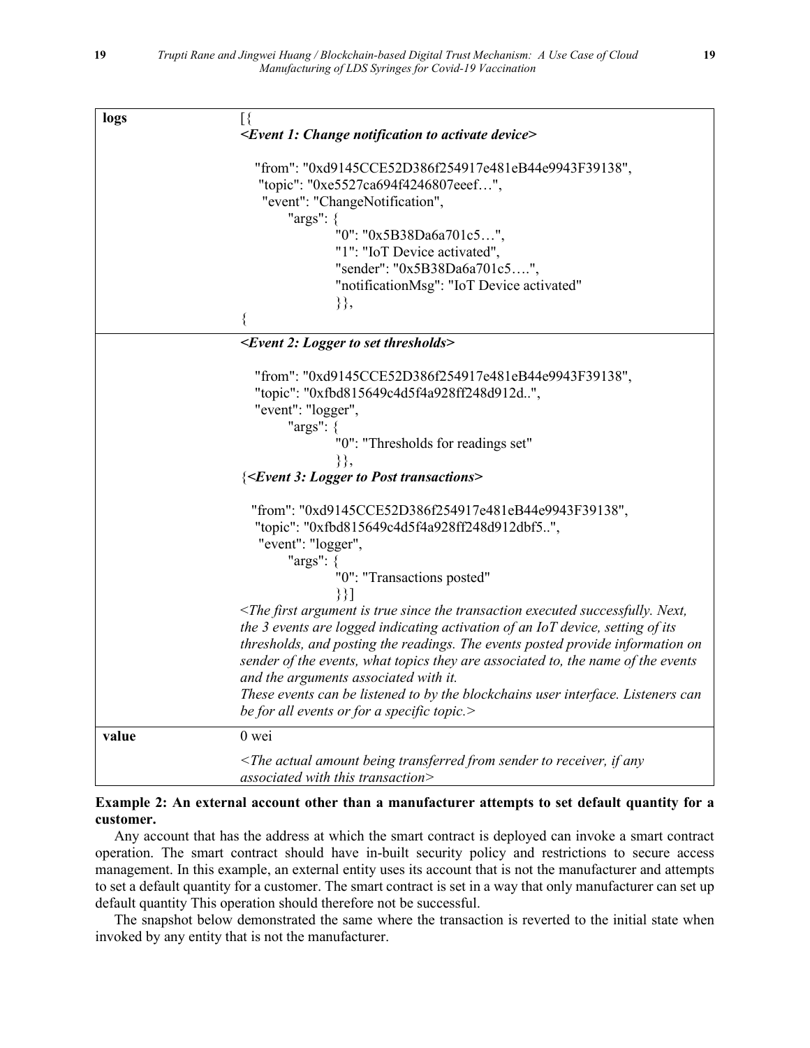| | |
|---|---|
| **logs** | [{ ***<Event 1: Change notification to activate device>*** "from": "0xd9145CCE52D386f254917e481eB44e9943F39138", "topic": "0xe5527ca694f4246807eeef…", "event": "ChangeNotification", "args": { "0": "0x5B38Da6a701c5…", "1": "IoT Device activated", "sender": "0x5B38Da6a701c5….", "notificationMsg": "IoT Device activated" }}, { |
| | ***<Event 2: Logger to set thresholds>*** "from": "0xd9145CCE52D386f254917e481eB44e9943F39138", "topic": "0xfbd815649c4d5f4a928ff248d912d..", "event": "logger", "args": { "0": "Thresholds for readings set" }}, {***<Event 3: Logger to Post transactions>*** "from": "0xd9145CCE52D386f254917e481eB44e9943F39138", "topic": "0xfbd815649c4d5f4a928ff248d912dbf5..", "event": "logger", "args": { "0": "Transactions posted" }}] *<The first argument is true since the transaction executed successfully. Next, the 3 events are logged indicating activation of an IoT device, setting of its thresholds, and posting the readings. The events posted provide information on sender of the events, what topics they are associated to, the name of the events and the arguments associated with it. These events can be listened to by the blockchains user interface. Listeners can be for all events or for a specific topic.>* |
| **value** | 0 wei *<The actual amount being transferred from sender to receiver, if any associated with this transaction>* |

**Example 2: An external account other than a manufacturer attempts to set default quantity for a customer.**

Any account that has the address at which the smart contract is deployed can invoke a smart contract operation. The smart contract should have in-built security policy and restrictions to secure access management. In this example, an external entity uses its account that is not the manufacturer and attempts to set a default quantity for a customer. The smart contract is set in a way that only manufacturer can set up default quantity This operation should therefore not be successful.

The snapshot below demonstrated the same where the transaction is reverted to the initial state when invoked by any entity that is not the manufacturer.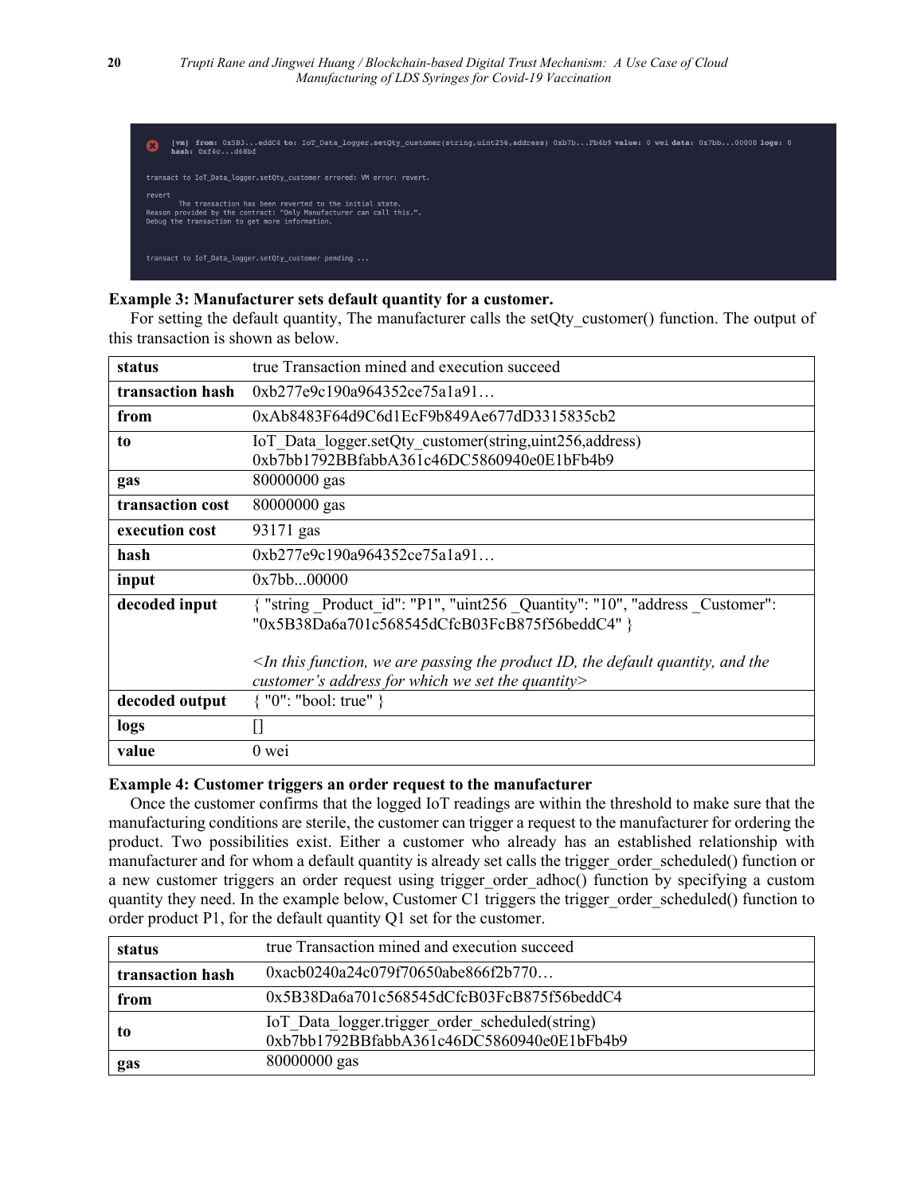```
[vm] from: 0x5B3...eddC4 to: IoT_Data_logger.setQty_customer(string,uint256,address) 0xb7b...Fb4b9 value: 0 wei data: 0x7bb...00000 logs: 0
hash: 0xf4c...d68bf

transact to IoT_Data_logger.setQty_customer errored: VM error: revert.

revert
	The transaction has been reverted to the initial state.
Reason provided by the contract: "Only Manufacturer can call this.".
Debug the transaction to get more information.


transact to IoT_Data_logger.setQty_customer pending ...
```

**Example 3: Manufacturer sets default quantity for a customer.**

For setting the default quantity, The manufacturer calls the setQty_customer() function. The output of this transaction is shown as below.

| | |
|---|---|
| **status** | true Transaction mined and execution succeed |
| **transaction hash** | 0xb277e9c190a964352ce75a1a91… |
| **from** | 0xAb8483F64d9C6d1EcF9b849Ae677dD3315835cb2 |
| **to** | IoT_Data_logger.setQty_customer(string,uint256,address) 0xb7bb1792BBfabbA361c46DC5860940e0E1bFb4b9 |
| **gas** | 80000000 gas |
| **transaction cost** | 80000000 gas |
| **execution cost** | 93171 gas |
| **hash** | 0xb277e9c190a964352ce75a1a91… |
| **input** | 0x7bb...00000 |
| **decoded input** | { "string _Product_id": "P1", "uint256 _Quantity": "10", "address _Customer": "0x5B38Da6a701c568545dCfcB03FcB875f56beddC4" }<br><br>*<In this function, we are passing the product ID, the default quantity, and the customer's address for which we set the quantity>* |
| **decoded output** | { "0": "bool: true" } |
| **logs** | [] |
| **value** | 0 wei |

**Example 4: Customer triggers an order request to the manufacturer**

Once the customer confirms that the logged IoT readings are within the threshold to make sure that the manufacturing conditions are sterile, the customer can trigger a request to the manufacturer for ordering the product. Two possibilities exist. Either a customer who already has an established relationship with manufacturer and for whom a default quantity is already set calls the trigger_order_scheduled() function or a new customer triggers an order request using trigger_order_adhoc() function by specifying a custom quantity they need. In the example below, Customer C1 triggers the trigger_order_scheduled() function to order product P1, for the default quantity Q1 set for the customer.

| | |
|---|---|
| **status** | true Transaction mined and execution succeed |
| **transaction hash** | 0xacb0240a24c079f70650abe866f2b770… |
| **from** | 0x5B38Da6a701c568545dCfcB03FcB875f56beddC4 |
| **to** | IoT_Data_logger.trigger_order_scheduled(string) 0xb7bb1792BBfabbA361c46DC5860940e0E1bFb4b9 |
| **gas** | 80000000 gas |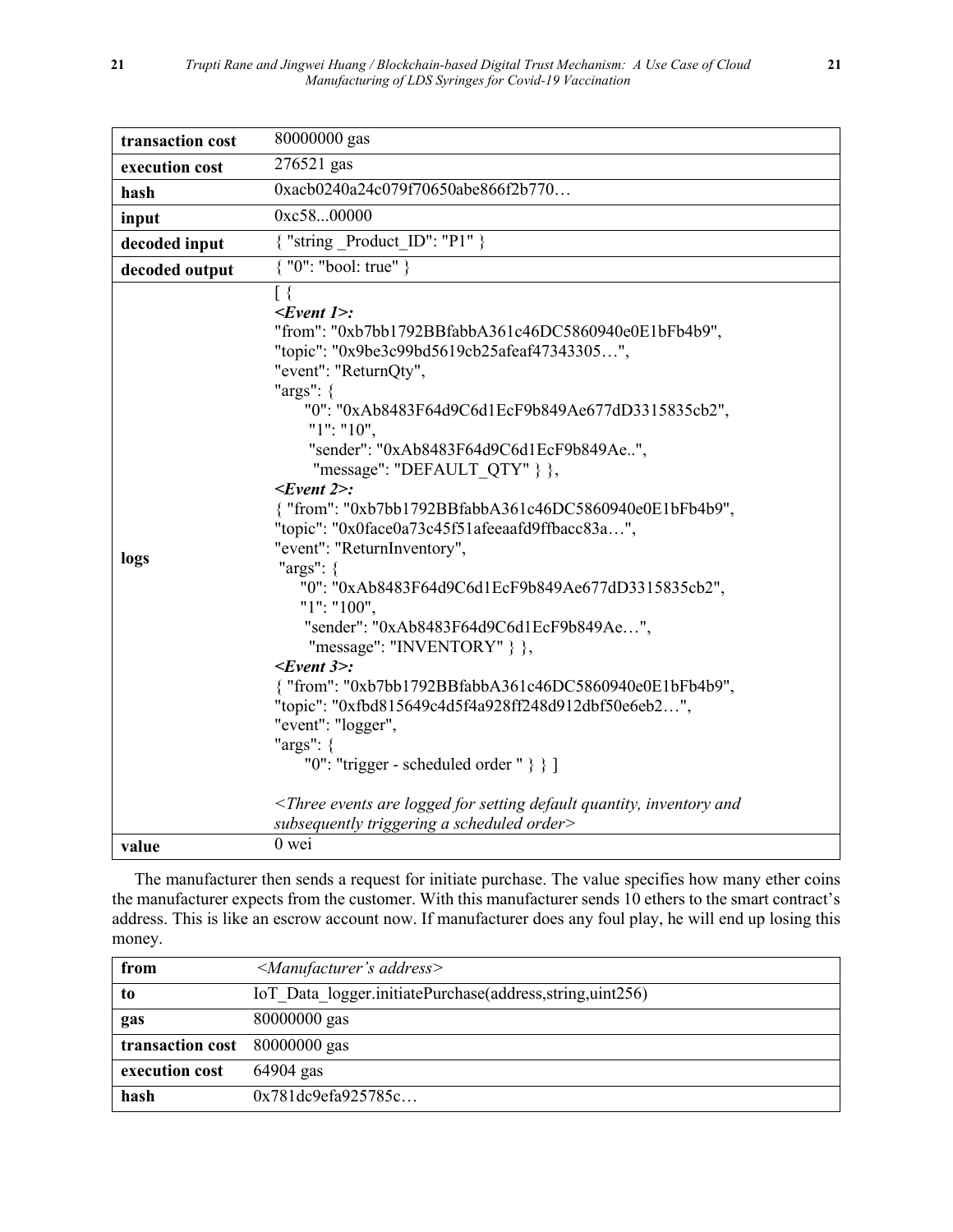| | |
|---|---|
| **transaction cost** | 80000000 gas |
| **execution cost** | 276521 gas |
| **hash** | 0xacb0240a24c079f70650abe866f2b770… |
| **input** | 0xc58...00000 |
| **decoded input** | { "string _Product_ID": "P1" } |
| **decoded output** | { "0": "bool: true" } |
| **logs** | [ { <br> ***<Event 1>:*** <br> "from": "0xb7bb1792BBfabbA361c46DC5860940e0E1bFb4b9", <br> "topic": "0x9be3c99bd5619cb25afeaf47343305…", <br> "event": "ReturnQty", <br> "args": { <br> "0": "0xAb8483F64d9C6d1EcF9b849Ae677dD3315835cb2", <br> "1": "10", <br> "sender": "0xAb8483F64d9C6d1EcF9b849Ae..", <br> "message": "DEFAULT_QTY" } }, <br> ***<Event 2>:*** <br> { "from": "0xb7bb1792BBfabbA361c46DC5860940e0E1bFb4b9", <br> "topic": "0x0face0a73c45f51afeeaafd9ffbacc83a…", <br> "event": "ReturnInventory", <br> "args": { <br> "0": "0xAb8483F64d9C6d1EcF9b849Ae677dD3315835cb2", <br> "1": "100", <br> "sender": "0xAb8483F64d9C6d1EcF9b849Ae…", <br> "message": "INVENTORY" } }, <br> ***<Event 3>:*** <br> { "from": "0xb7bb1792BBfabbA361c46DC5860940e0E1bFb4b9", <br> "topic": "0xfbd815649c4d5f4a928ff248d912dbf50e6eb2…", <br> "event": "logger", <br> "args": { <br> "0": "trigger - scheduled order " } } ] <br><br> *<Three events are logged for setting default quantity, inventory and subsequently triggering a scheduled order>* |
| **value** | 0 wei |

The manufacturer then sends a request for initiate purchase. The value specifies how many ether coins the manufacturer expects from the customer. With this manufacturer sends 10 ethers to the smart contract's address. This is like an escrow account now. If manufacturer does any foul play, he will end up losing this money.

| | |
|---|---|
| **from** | *<Manufacturer's address>* |
| **to** | IoT_Data_logger.initiatePurchase(address,string,uint256) |
| **gas** | 80000000 gas |
| **transaction cost** | 80000000 gas |
| **execution cost** | 64904 gas |
| **hash** | 0x781dc9efa925785c… |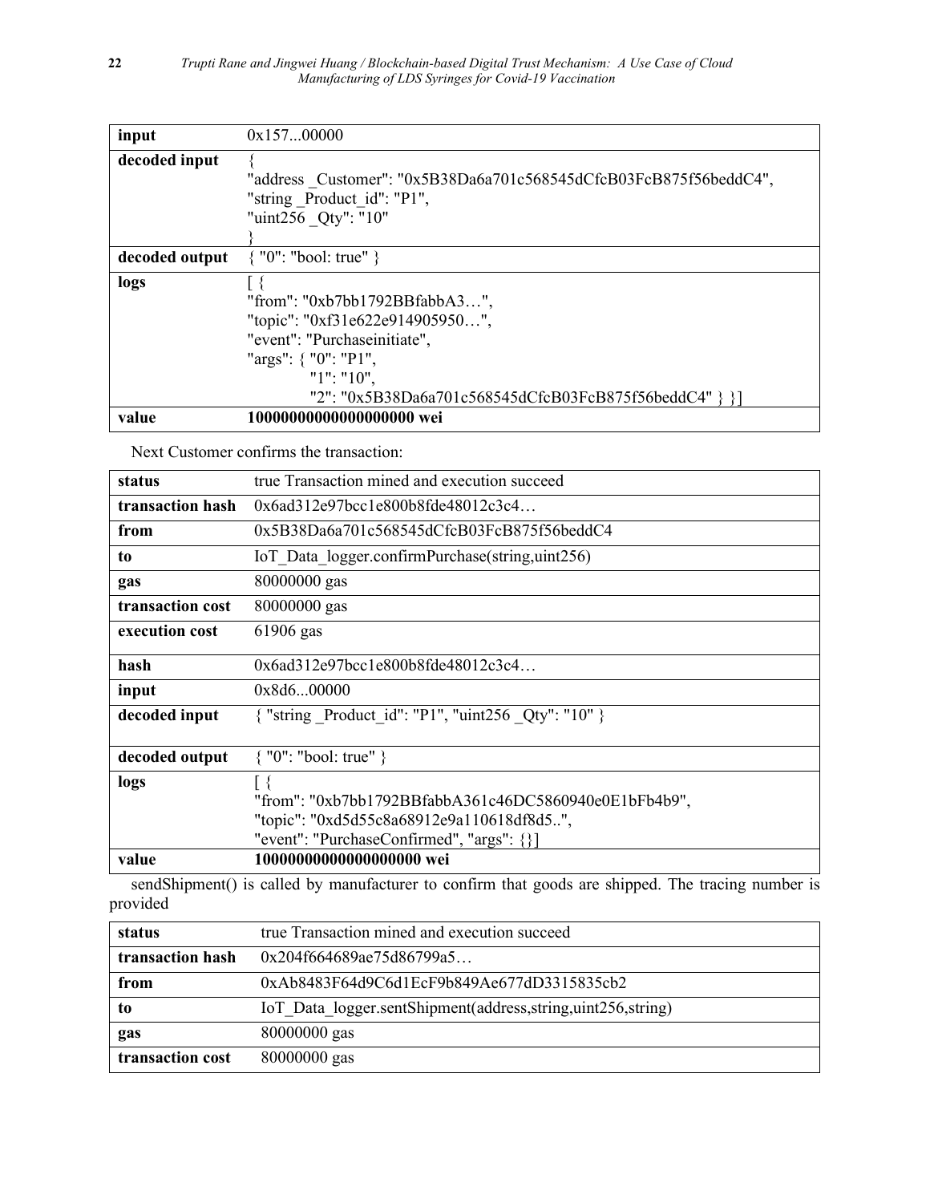| input | 0x157...00000 |
|---|---|
| decoded input | { "address _Customer": "0x5B38Da6a701c568545dCfcB03FcB875f56beddC4", "string _Product_id": "P1", "uint256 _Qty": "10" } |
| decoded output | { "0": "bool: true" } |
| logs | [ { "from": "0xb7bb1792BBfabbA3…", "topic": "0xf31e622e914905950…", "event": "Purchaseinitiate", "args": { "0": "P1", "1": "10", "2": "0x5B38Da6a701c568545dCfcB03FcB875f56beddC4" } }] |
| value | **10000000000000000000 wei** |

Next Customer confirms the transaction:

| status | true Transaction mined and execution succeed |
|---|---|
| transaction hash | 0x6ad312e97bcc1e800b8fde48012c3c4… |
| from | 0x5B38Da6a701c568545dCfcB03FcB875f56beddC4 |
| to | IoT_Data_logger.confirmPurchase(string,uint256) |
| gas | 80000000 gas |
| transaction cost | 80000000 gas |
| execution cost | 61906 gas |
| hash | 0x6ad312e97bcc1e800b8fde48012c3c4… |
| input | 0x8d6...00000 |
| decoded input | { "string _Product_id": "P1", "uint256 _Qty": "10" } |
| decoded output | { "0": "bool: true" } |
| logs | [ { "from": "0xb7bb1792BBfabbA361c46DC5860940e0E1bFb4b9", "topic": "0xd5d55c8a68912e9a110618df8d5..", "event": "PurchaseConfirmed", "args": {}] |
| value | **10000000000000000000 wei** |

sendShipment() is called by manufacturer to confirm that goods are shipped. The tracing number is provided

| status | true Transaction mined and execution succeed |
|---|---|
| transaction hash | 0x204f664689ae75d86799a5… |
| from | 0xAb8483F64d9C6d1EcF9b849Ae677dD3315835cb2 |
| to | IoT_Data_logger.sentShipment(address,string,uint256,string) |
| gas | 80000000 gas |
| transaction cost | 80000000 gas |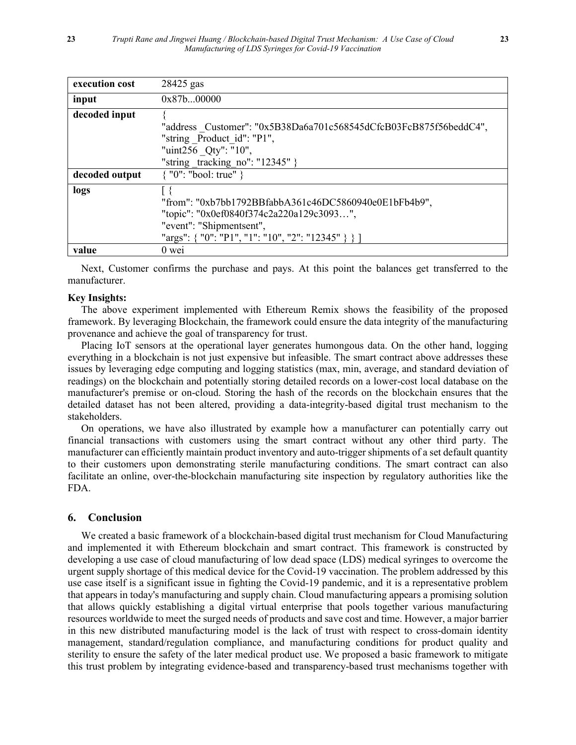| execution cost | 28425 gas |
|---|---|
| input | 0x87b...00000 |
| decoded input | { "address _Customer": "0x5B38Da6a701c568545dCfcB03FcB875f56beddC4", "string _Product_id": "P1", "uint256 _Qty": "10", "string _tracking_no": "12345" } |
| decoded output | { "0": "bool: true" } |
| logs | [ { "from": "0xb7bb1792BBfabbA361c46DC5860940e0E1bFb4b9", "topic": "0x0ef0840f374c2a220a129c3093…", "event": "Shipmentsent", "args": { "0": "P1", "1": "10", "2": "12345" } } ] |
| value | 0 wei |

Next, Customer confirms the purchase and pays. At this point the balances get transferred to the manufacturer.

**Key Insights:**

The above experiment implemented with Ethereum Remix shows the feasibility of the proposed framework. By leveraging Blockchain, the framework could ensure the data integrity of the manufacturing provenance and achieve the goal of transparency for trust.

Placing IoT sensors at the operational layer generates humongous data. On the other hand, logging everything in a blockchain is not just expensive but infeasible. The smart contract above addresses these issues by leveraging edge computing and logging statistics (max, min, average, and standard deviation of readings) on the blockchain and potentially storing detailed records on a lower-cost local database on the manufacturer's premise or on-cloud. Storing the hash of the records on the blockchain ensures that the detailed dataset has not been altered, providing a data-integrity-based digital trust mechanism to the stakeholders.

On operations, we have also illustrated by example how a manufacturer can potentially carry out financial transactions with customers using the smart contract without any other third party. The manufacturer can efficiently maintain product inventory and auto-trigger shipments of a set default quantity to their customers upon demonstrating sterile manufacturing conditions. The smart contract can also facilitate an online, over-the-blockchain manufacturing site inspection by regulatory authorities like the FDA.

## 6. Conclusion

We created a basic framework of a blockchain-based digital trust mechanism for Cloud Manufacturing and implemented it with Ethereum blockchain and smart contract. This framework is constructed by developing a use case of cloud manufacturing of low dead space (LDS) medical syringes to overcome the urgent supply shortage of this medical device for the Covid-19 vaccination. The problem addressed by this use case itself is a significant issue in fighting the Covid-19 pandemic, and it is a representative problem that appears in today's manufacturing and supply chain. Cloud manufacturing appears a promising solution that allows quickly establishing a digital virtual enterprise that pools together various manufacturing resources worldwide to meet the surged needs of products and save cost and time. However, a major barrier in this new distributed manufacturing model is the lack of trust with respect to cross-domain identity management, standard/regulation compliance, and manufacturing conditions for product quality and sterility to ensure the safety of the later medical product use. We proposed a basic framework to mitigate this trust problem by integrating evidence-based and transparency-based trust mechanisms together with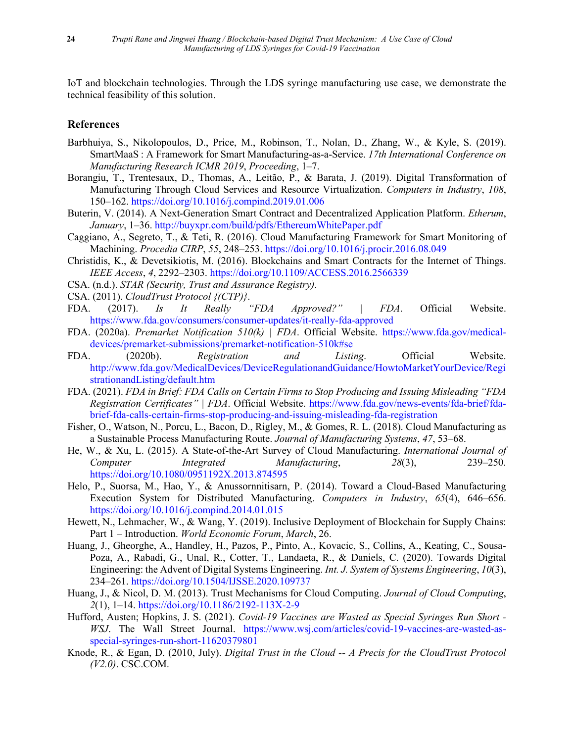IoT and blockchain technologies. Through the LDS syringe manufacturing use case, we demonstrate the technical feasibility of this solution.

## References

Barbhuiya, S., Nikolopoulos, D., Price, M., Robinson, T., Nolan, D., Zhang, W., & Kyle, S. (2019). SmartMaaS : A Framework for Smart Manufacturing-as-a-Service. *17th International Conference on Manufacturing Research ICMR 2019*, *Proceeding*, 1–7.

Borangiu, T., Trentesaux, D., Thomas, A., Leitão, P., & Barata, J. (2019). Digital Transformation of Manufacturing Through Cloud Services and Resource Virtualization. *Computers in Industry*, *108*, 150–162. https://doi.org/10.1016/j.compind.2019.01.006

Buterin, V. (2014). A Next-Generation Smart Contract and Decentralized Application Platform. *Etherum*, *January*, 1–36. http://buyxpr.com/build/pdfs/EthereumWhitePaper.pdf

Caggiano, A., Segreto, T., & Teti, R. (2016). Cloud Manufacturing Framework for Smart Monitoring of Machining. *Procedia CIRP*, *55*, 248–253. https://doi.org/10.1016/j.procir.2016.08.049

Christidis, K., & Devetsikiotis, M. (2016). Blockchains and Smart Contracts for the Internet of Things. *IEEE Access*, *4*, 2292–2303. https://doi.org/10.1109/ACCESS.2016.2566339

CSA. (n.d.). *STAR (Security, Trust and Assurance Registry)*.

CSA. (2011). *CloudTrust Protocol {(CTP)}*.

FDA. (2017). *Is It Really "FDA Approved?" | FDA*. Official Website. https://www.fda.gov/consumers/consumer-updates/it-really-fda-approved

FDA. (2020a). *Premarket Notification 510(k) | FDA*. Official Website. https://www.fda.gov/medical-devices/premarket-submissions/premarket-notification-510k#se

FDA. (2020b). *Registration and Listing*. Official Website. http://www.fda.gov/MedicalDevices/DeviceRegulationandGuidance/HowtoMarketYourDevice/RegistrationandListing/default.htm

FDA. (2021). *FDA in Brief: FDA Calls on Certain Firms to Stop Producing and Issuing Misleading "FDA Registration Certificates" | FDA*. Official Website. https://www.fda.gov/news-events/fda-brief/fda-brief-fda-calls-certain-firms-stop-producing-and-issuing-misleading-fda-registration

Fisher, O., Watson, N., Porcu, L., Bacon, D., Rigley, M., & Gomes, R. L. (2018). Cloud Manufacturing as a Sustainable Process Manufacturing Route. *Journal of Manufacturing Systems*, *47*, 53–68.

He, W., & Xu, L. (2015). A State-of-the-Art Survey of Cloud Manufacturing. *International Journal of Computer Integrated Manufacturing*, *28*(3), 239–250. https://doi.org/10.1080/0951192X.2013.874595

Helo, P., Suorsa, M., Hao, Y., & Anussornnitisarn, P. (2014). Toward a Cloud-Based Manufacturing Execution System for Distributed Manufacturing. *Computers in Industry*, *65*(4), 646–656. https://doi.org/10.1016/j.compind.2014.01.015

Hewett, N., Lehmacher, W., & Wang, Y. (2019). Inclusive Deployment of Blockchain for Supply Chains: Part 1 – Introduction. *World Economic Forum*, *March*, 26.

Huang, J., Gheorghe, A., Handley, H., Pazos, P., Pinto, A., Kovacic, S., Collins, A., Keating, C., Sousa-Poza, A., Rabadi, G., Unal, R., Cotter, T., Landaeta, R., & Daniels, C. (2020). Towards Digital Engineering: the Advent of Digital Systems Engineering. *Int. J. System of Systems Engineering*, *10*(3), 234–261. https://doi.org/10.1504/IJSSE.2020.109737

Huang, J., & Nicol, D. M. (2013). Trust Mechanisms for Cloud Computing. *Journal of Cloud Computing*, *2*(1), 1–14. https://doi.org/10.1186/2192-113X-2-9

Hufford, Austen; Hopkins, J. S. (2021). *Covid-19 Vaccines are Wasted as Special Syringes Run Short - WSJ*. The Wall Street Journal. https://www.wsj.com/articles/covid-19-vaccines-are-wasted-as-special-syringes-run-short-11620379801

Knode, R., & Egan, D. (2010, July). *Digital Trust in the Cloud -- A Precis for the CloudTrust Protocol (V2.0)*. CSC.COM.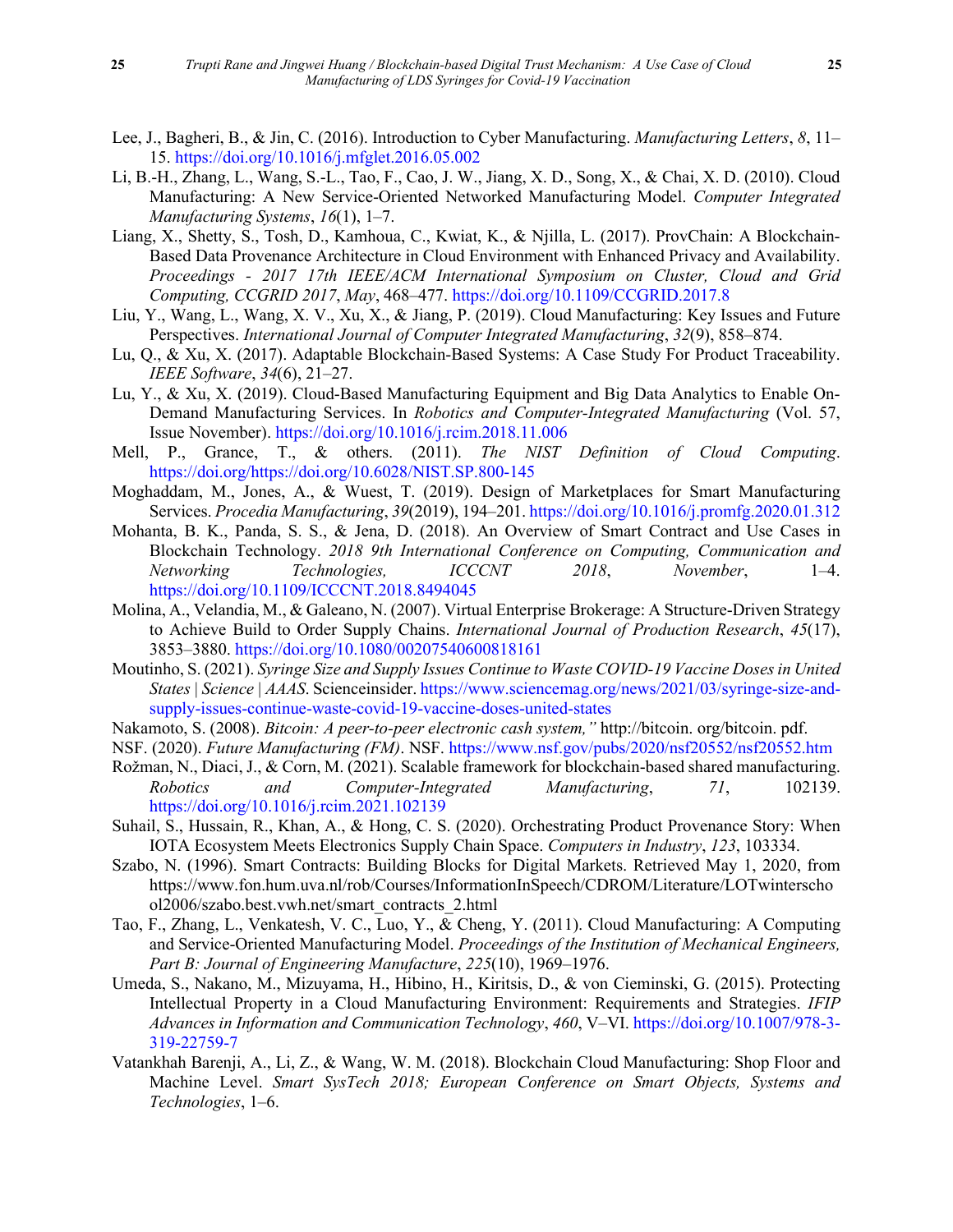Lee, J., Bagheri, B., & Jin, C. (2016). Introduction to Cyber Manufacturing. *Manufacturing Letters*, *8*, 11–15. https://doi.org/10.1016/j.mfglet.2016.05.002

Li, B.-H., Zhang, L., Wang, S.-L., Tao, F., Cao, J. W., Jiang, X. D., Song, X., & Chai, X. D. (2010). Cloud Manufacturing: A New Service-Oriented Networked Manufacturing Model. *Computer Integrated Manufacturing Systems*, *16*(1), 1–7.

Liang, X., Shetty, S., Tosh, D., Kamhoua, C., Kwiat, K., & Njilla, L. (2017). ProvChain: A Blockchain-Based Data Provenance Architecture in Cloud Environment with Enhanced Privacy and Availability. *Proceedings - 2017 17th IEEE/ACM International Symposium on Cluster, Cloud and Grid Computing, CCGRID 2017*, *May*, 468–477. https://doi.org/10.1109/CCGRID.2017.8

Liu, Y., Wang, L., Wang, X. V., Xu, X., & Jiang, P. (2019). Cloud Manufacturing: Key Issues and Future Perspectives. *International Journal of Computer Integrated Manufacturing*, *32*(9), 858–874.

Lu, Q., & Xu, X. (2017). Adaptable Blockchain-Based Systems: A Case Study For Product Traceability. *IEEE Software*, *34*(6), 21–27.

Lu, Y., & Xu, X. (2019). Cloud-Based Manufacturing Equipment and Big Data Analytics to Enable On-Demand Manufacturing Services. In *Robotics and Computer-Integrated Manufacturing* (Vol. 57, Issue November). https://doi.org/10.1016/j.rcim.2018.11.006

Mell, P., Grance, T., & others. (2011). *The NIST Definition of Cloud Computing*. https://doi.org/https://doi.org/10.6028/NIST.SP.800-145

Moghaddam, M., Jones, A., & Wuest, T. (2019). Design of Marketplaces for Smart Manufacturing Services. *Procedia Manufacturing*, *39*(2019), 194–201. https://doi.org/10.1016/j.promfg.2020.01.312

Mohanta, B. K., Panda, S. S., & Jena, D. (2018). An Overview of Smart Contract and Use Cases in Blockchain Technology. *2018 9th International Conference on Computing, Communication and Networking Technologies, ICCCNT 2018*, *November*, 1–4. https://doi.org/10.1109/ICCCNT.2018.8494045

Molina, A., Velandia, M., & Galeano, N. (2007). Virtual Enterprise Brokerage: A Structure-Driven Strategy to Achieve Build to Order Supply Chains. *International Journal of Production Research*, *45*(17), 3853–3880. https://doi.org/10.1080/00207540600818161

Moutinho, S. (2021). *Syringe Size and Supply Issues Continue to Waste COVID-19 Vaccine Doses in United States | Science | AAAS*. Scienceinsider. https://www.sciencemag.org/news/2021/03/syringe-size-and-supply-issues-continue-waste-covid-19-vaccine-doses-united-states

Nakamoto, S. (2008). *Bitcoin: A peer-to-peer electronic cash system,"* http://bitcoin. org/bitcoin. pdf.

NSF. (2020). *Future Manufacturing (FM)*. NSF. https://www.nsf.gov/pubs/2020/nsf20552/nsf20552.htm

Rožman, N., Diaci, J., & Corn, M. (2021). Scalable framework for blockchain-based shared manufacturing. *Robotics and Computer-Integrated Manufacturing*, *71*, 102139. https://doi.org/10.1016/j.rcim.2021.102139

Suhail, S., Hussain, R., Khan, A., & Hong, C. S. (2020). Orchestrating Product Provenance Story: When IOTA Ecosystem Meets Electronics Supply Chain Space. *Computers in Industry*, *123*, 103334.

Szabo, N. (1996). Smart Contracts: Building Blocks for Digital Markets. Retrieved May 1, 2020, from https://www.fon.hum.uva.nl/rob/Courses/InformationInSpeech/CDROM/Literature/LOTwinterschool2006/szabo.best.vwh.net/smart_contracts_2.html

Tao, F., Zhang, L., Venkatesh, V. C., Luo, Y., & Cheng, Y. (2011). Cloud Manufacturing: A Computing and Service-Oriented Manufacturing Model. *Proceedings of the Institution of Mechanical Engineers, Part B: Journal of Engineering Manufacture*, *225*(10), 1969–1976.

Umeda, S., Nakano, M., Mizuyama, H., Hibino, H., Kiritsis, D., & von Cieminski, G. (2015). Protecting Intellectual Property in a Cloud Manufacturing Environment: Requirements and Strategies. *IFIP Advances in Information and Communication Technology*, *460*, V–VI. https://doi.org/10.1007/978-3-319-22759-7

Vatankhah Barenji, A., Li, Z., & Wang, W. M. (2018). Blockchain Cloud Manufacturing: Shop Floor and Machine Level. *Smart SysTech 2018; European Conference on Smart Objects, Systems and Technologies*, 1–6.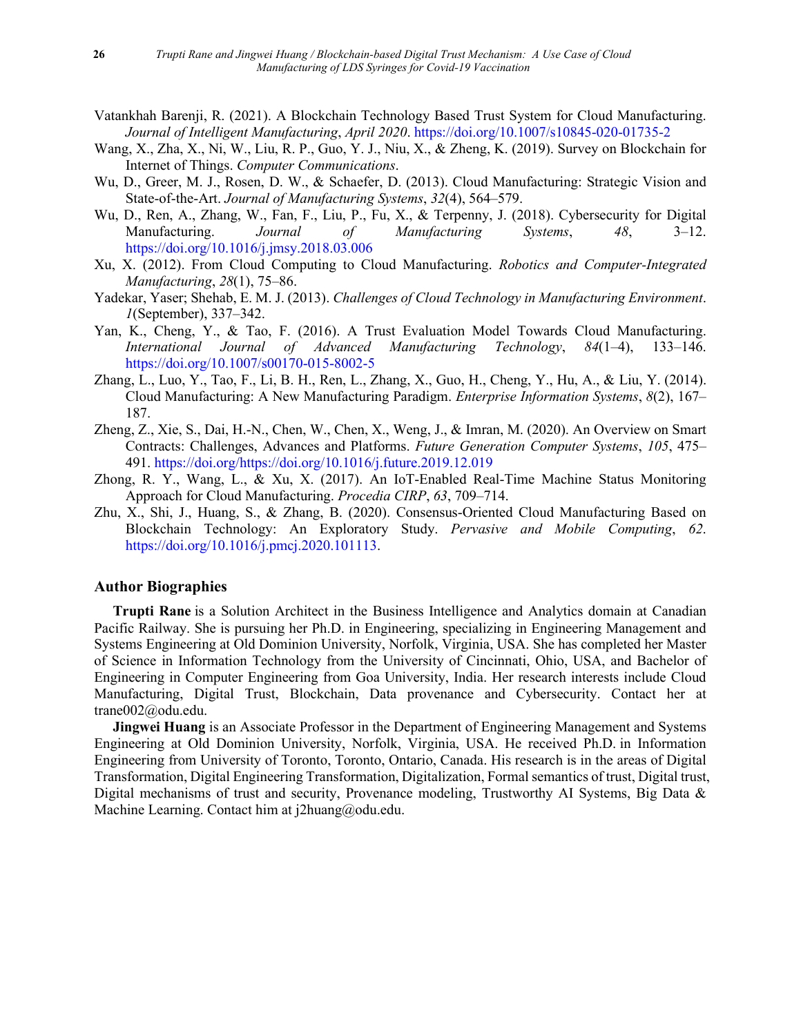Vatankhah Barenji, R. (2021). A Blockchain Technology Based Trust System for Cloud Manufacturing. *Journal of Intelligent Manufacturing*, *April 2020*. https://doi.org/10.1007/s10845-020-01735-2

Wang, X., Zha, X., Ni, W., Liu, R. P., Guo, Y. J., Niu, X., & Zheng, K. (2019). Survey on Blockchain for Internet of Things. *Computer Communications*.

Wu, D., Greer, M. J., Rosen, D. W., & Schaefer, D. (2013). Cloud Manufacturing: Strategic Vision and State-of-the-Art. *Journal of Manufacturing Systems*, *32*(4), 564–579.

Wu, D., Ren, A., Zhang, W., Fan, F., Liu, P., Fu, X., & Terpenny, J. (2018). Cybersecurity for Digital Manufacturing. *Journal of Manufacturing Systems*, *48*, 3–12. https://doi.org/10.1016/j.jmsy.2018.03.006

Xu, X. (2012). From Cloud Computing to Cloud Manufacturing. *Robotics and Computer-Integrated Manufacturing*, *28*(1), 75–86.

Yadekar, Yaser; Shehab, E. M. J. (2013). *Challenges of Cloud Technology in Manufacturing Environment*. *1*(September), 337–342.

Yan, K., Cheng, Y., & Tao, F. (2016). A Trust Evaluation Model Towards Cloud Manufacturing. *International Journal of Advanced Manufacturing Technology*, *84*(1–4), 133–146. https://doi.org/10.1007/s00170-015-8002-5

Zhang, L., Luo, Y., Tao, F., Li, B. H., Ren, L., Zhang, X., Guo, H., Cheng, Y., Hu, A., & Liu, Y. (2014). Cloud Manufacturing: A New Manufacturing Paradigm. *Enterprise Information Systems*, *8*(2), 167–187.

Zheng, Z., Xie, S., Dai, H.-N., Chen, W., Chen, X., Weng, J., & Imran, M. (2020). An Overview on Smart Contracts: Challenges, Advances and Platforms. *Future Generation Computer Systems*, *105*, 475–491. https://doi.org/https://doi.org/10.1016/j.future.2019.12.019

Zhong, R. Y., Wang, L., & Xu, X. (2017). An IoT-Enabled Real-Time Machine Status Monitoring Approach for Cloud Manufacturing. *Procedia CIRP*, *63*, 709–714.

Zhu, X., Shi, J., Huang, S., & Zhang, B. (2020). Consensus-Oriented Cloud Manufacturing Based on Blockchain Technology: An Exploratory Study. *Pervasive and Mobile Computing*, *62*. https://doi.org/10.1016/j.pmcj.2020.101113.

## Author Biographies

**Trupti Rane** is a Solution Architect in the Business Intelligence and Analytics domain at Canadian Pacific Railway. She is pursuing her Ph.D. in Engineering, specializing in Engineering Management and Systems Engineering at Old Dominion University, Norfolk, Virginia, USA. She has completed her Master of Science in Information Technology from the University of Cincinnati, Ohio, USA, and Bachelor of Engineering in Computer Engineering from Goa University, India. Her research interests include Cloud Manufacturing, Digital Trust, Blockchain, Data provenance and Cybersecurity. Contact her at trane002@odu.edu.

**Jingwei Huang** is an Associate Professor in the Department of Engineering Management and Systems Engineering at Old Dominion University, Norfolk, Virginia, USA. He received Ph.D. in Information Engineering from University of Toronto, Toronto, Ontario, Canada. His research is in the areas of Digital Transformation, Digital Engineering Transformation, Digitalization, Formal semantics of trust, Digital trust, Digital mechanisms of trust and security, Provenance modeling, Trustworthy AI Systems, Big Data & Machine Learning. Contact him at j2huang@odu.edu.